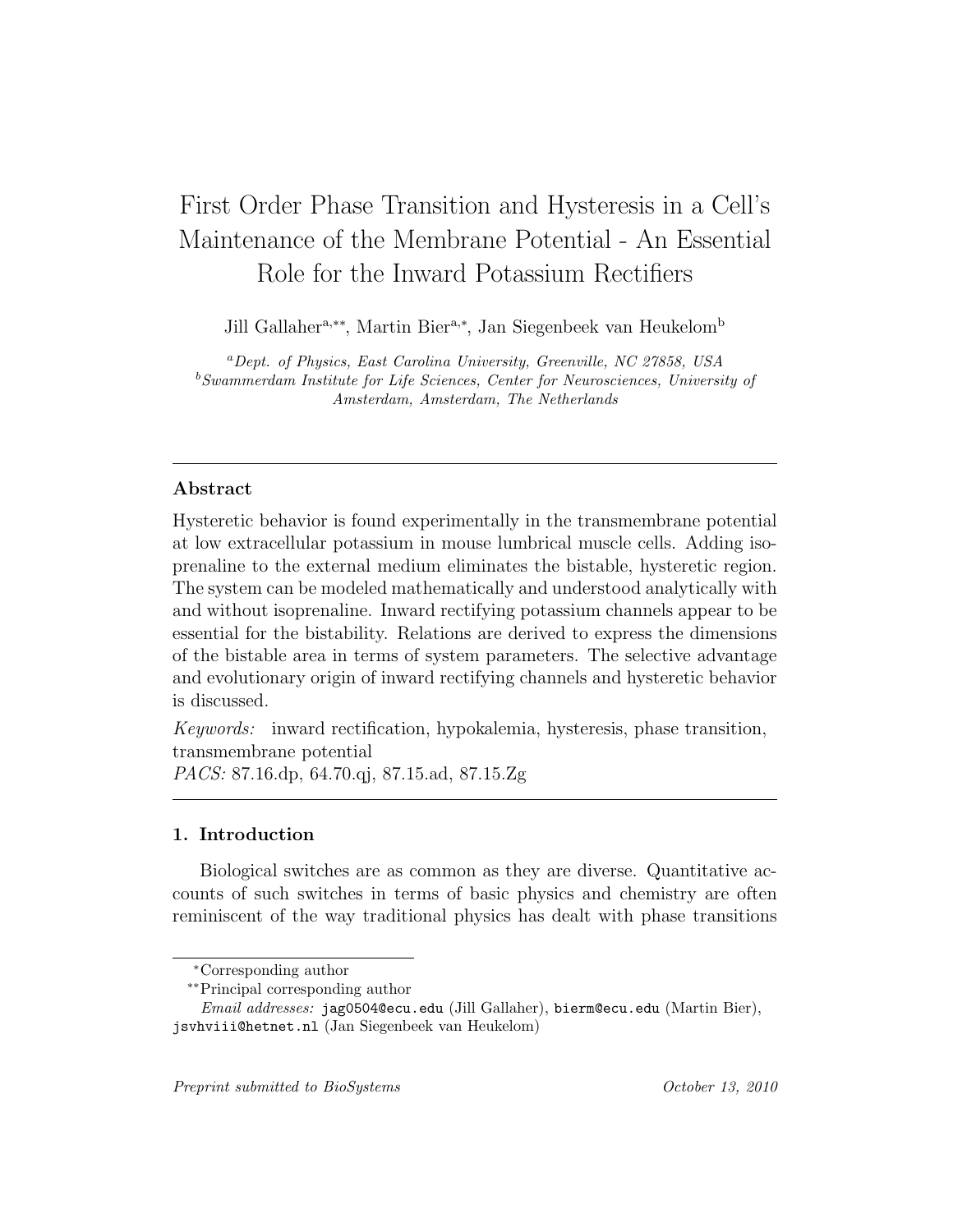# First Order Phase Transition and Hysteresis in a Cell's Maintenance of the Membrane Potential - An Essential Role for the Inward Potassium Rectifiers

Jill Gallaher[a,**], Martin Bier[a,*], Jan Siegenbeek van Heukelom[b]

[a] *Dept. of Physics, East Carolina University, Greenville, NC 27858, USA*
[b] *Swammerdam Institute for Life Sciences, Center for Neurosciences, University of Amsterdam, Amsterdam, The Netherlands*

---

## Abstract

Hysteretic behavior is found experimentally in the transmembrane potential at low extracellular potassium in mouse lumbrical muscle cells. Adding isoprenaline to the external medium eliminates the bistable, hysteretic region. The system can be modeled mathematically and understood analytically with and without isoprenaline. Inward rectifying potassium channels appear to be essential for the bistability. Relations are derived to express the dimensions of the bistable area in terms of system parameters. The selective advantage and evolutionary origin of inward rectifying channels and hysteretic behavior is discussed.

*Keywords:* inward rectification, hypokalemia, hysteresis, phase transition, transmembrane potential

*PACS:* 87.16.dp, 64.70.qj, 87.15.ad, 87.15.Zg

---

## 1. Introduction

Biological switches are as common as they are diverse. Quantitative accounts of such switches in terms of basic physics and chemistry are often reminiscent of the way traditional physics has dealt with phase transitions

---

\* Corresponding author
\*\* Principal corresponding author
*Email addresses:* jag0504@ecu.edu (Jill Gallaher), bierm@ecu.edu (Martin Bier), jsvhviii@hetnet.nl (Jan Siegenbeek van Heukelom)

*Preprint submitted to BioSystems* *October 13, 2010*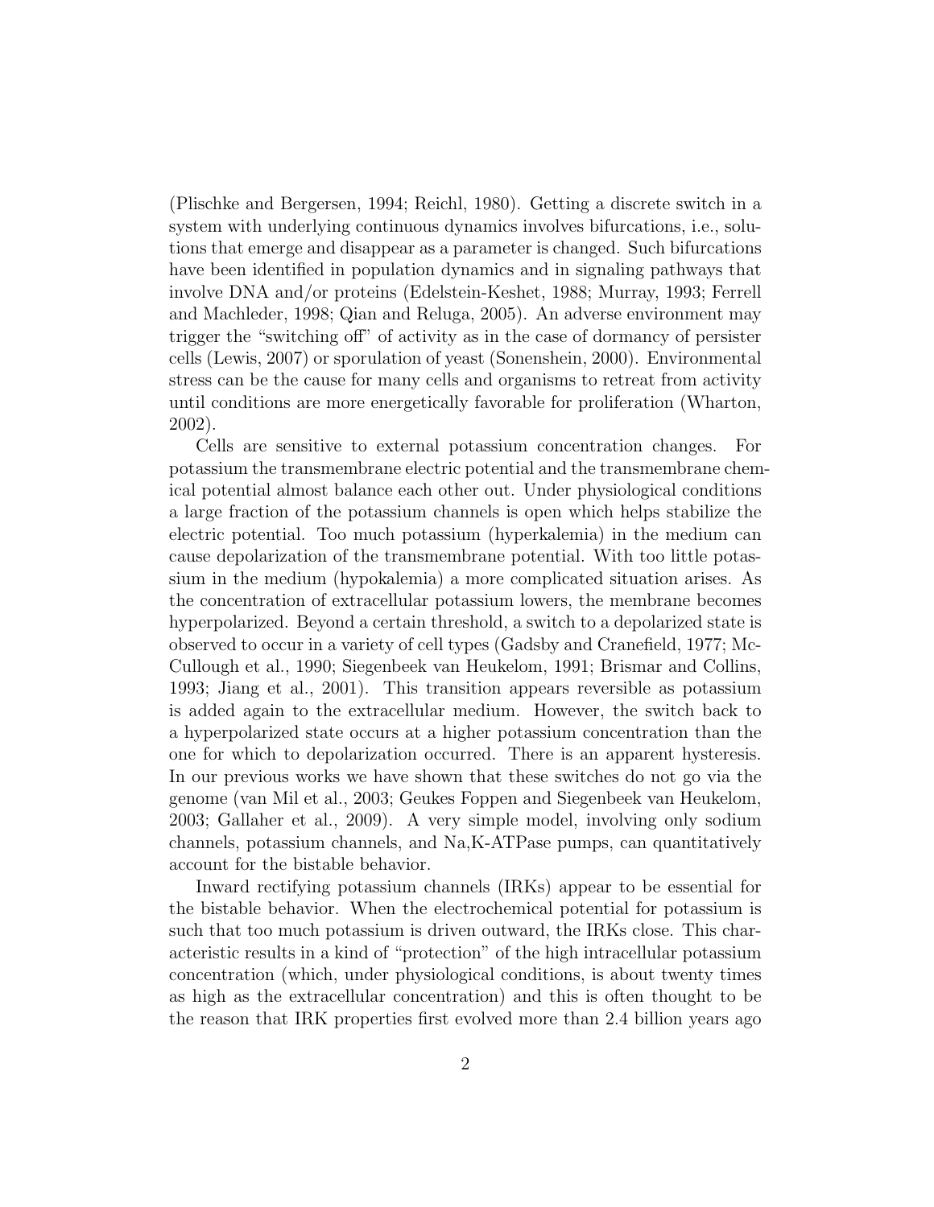(Plischke and Bergersen, 1994; Reichl, 1980). Getting a discrete switch in a system with underlying continuous dynamics involves bifurcations, i.e., solutions that emerge and disappear as a parameter is changed. Such bifurcations have been identified in population dynamics and in signaling pathways that involve DNA and/or proteins (Edelstein-Keshet, 1988; Murray, 1993; Ferrell and Machleder, 1998; Qian and Reluga, 2005). An adverse environment may trigger the "switching off" of activity as in the case of dormancy of persister cells (Lewis, 2007) or sporulation of yeast (Sonenshein, 2000). Environmental stress can be the cause for many cells and organisms to retreat from activity until conditions are more energetically favorable for proliferation (Wharton, 2002).

Cells are sensitive to external potassium concentration changes. For potassium the transmembrane electric potential and the transmembrane chemical potential almost balance each other out. Under physiological conditions a large fraction of the potassium channels is open which helps stabilize the electric potential. Too much potassium (hyperkalemia) in the medium can cause depolarization of the transmembrane potential. With too little potassium in the medium (hypokalemia) a more complicated situation arises. As the concentration of extracellular potassium lowers, the membrane becomes hyperpolarized. Beyond a certain threshold, a switch to a depolarized state is observed to occur in a variety of cell types (Gadsby and Cranefield, 1977; McCullough et al., 1990; Siegenbeek van Heukelom, 1991; Brismar and Collins, 1993; Jiang et al., 2001). This transition appears reversible as potassium is added again to the extracellular medium. However, the switch back to a hyperpolarized state occurs at a higher potassium concentration than the one for which to depolarization occurred. There is an apparent hysteresis. In our previous works we have shown that these switches do not go via the genome (van Mil et al., 2003; Geukes Foppen and Siegenbeek van Heukelom, 2003; Gallaher et al., 2009). A very simple model, involving only sodium channels, potassium channels, and Na,K-ATPase pumps, can quantitatively account for the bistable behavior.

Inward rectifying potassium channels (IRKs) appear to be essential for the bistable behavior. When the electrochemical potential for potassium is such that too much potassium is driven outward, the IRKs close. This characteristic results in a kind of "protection" of the high intracellular potassium concentration (which, under physiological conditions, is about twenty times as high as the extracellular concentration) and this is often thought to be the reason that IRK properties first evolved more than 2.4 billion years ago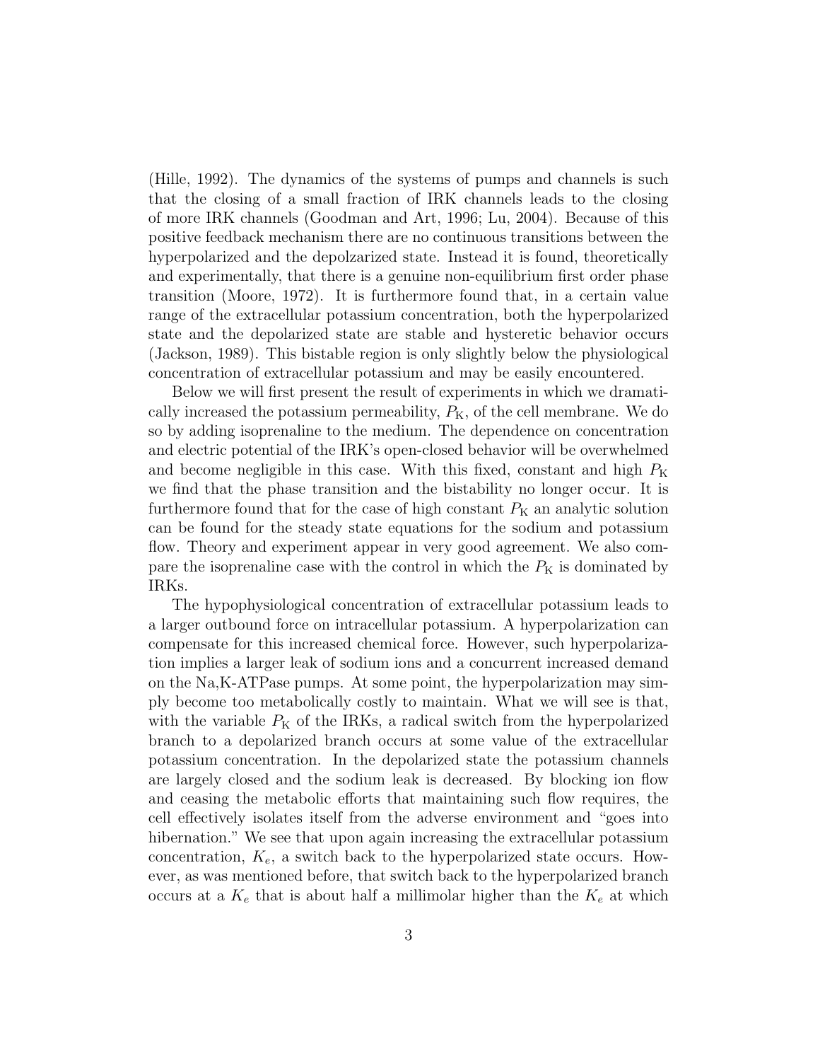(Hille, 1992). The dynamics of the systems of pumps and channels is such that the closing of a small fraction of IRK channels leads to the closing of more IRK channels (Goodman and Art, 1996; Lu, 2004). Because of this positive feedback mechanism there are no continuous transitions between the hyperpolarized and the depolzarized state. Instead it is found, theoretically and experimentally, that there is a genuine non-equilibrium first order phase transition (Moore, 1972). It is furthermore found that, in a certain value range of the extracellular potassium concentration, both the hyperpolarized state and the depolarized state are stable and hysteretic behavior occurs (Jackson, 1989). This bistable region is only slightly below the physiological concentration of extracellular potassium and may be easily encountered.

Below we will first present the result of experiments in which we dramatically increased the potassium permeability, $P_{\mathrm{K}}$, of the cell membrane. We do so by adding isoprenaline to the medium. The dependence on concentration and electric potential of the IRK's open-closed behavior will be overwhelmed and become negligible in this case. With this fixed, constant and high $P_{\mathrm{K}}$ we find that the phase transition and the bistability no longer occur. It is furthermore found that for the case of high constant $P_{\mathrm{K}}$ an analytic solution can be found for the steady state equations for the sodium and potassium flow. Theory and experiment appear in very good agreement. We also compare the isoprenaline case with the control in which the $P_{\mathrm{K}}$ is dominated by IRKs.

The hypophysiological concentration of extracellular potassium leads to a larger outbound force on intracellular potassium. A hyperpolarization can compensate for this increased chemical force. However, such hyperpolarization implies a larger leak of sodium ions and a concurrent increased demand on the Na,K-ATPase pumps. At some point, the hyperpolarization may simply become too metabolically costly to maintain. What we will see is that, with the variable $P_{\mathrm{K}}$ of the IRKs, a radical switch from the hyperpolarized branch to a depolarized branch occurs at some value of the extracellular potassium concentration. In the depolarized state the potassium channels are largely closed and the sodium leak is decreased. By blocking ion flow and ceasing the metabolic efforts that maintaining such flow requires, the cell effectively isolates itself from the adverse environment and "goes into hibernation." We see that upon again increasing the extracellular potassium concentration, $K_e$, a switch back to the hyperpolarized state occurs. However, as was mentioned before, that switch back to the hyperpolarized branch occurs at a $K_e$ that is about half a millimolar higher than the $K_e$ at which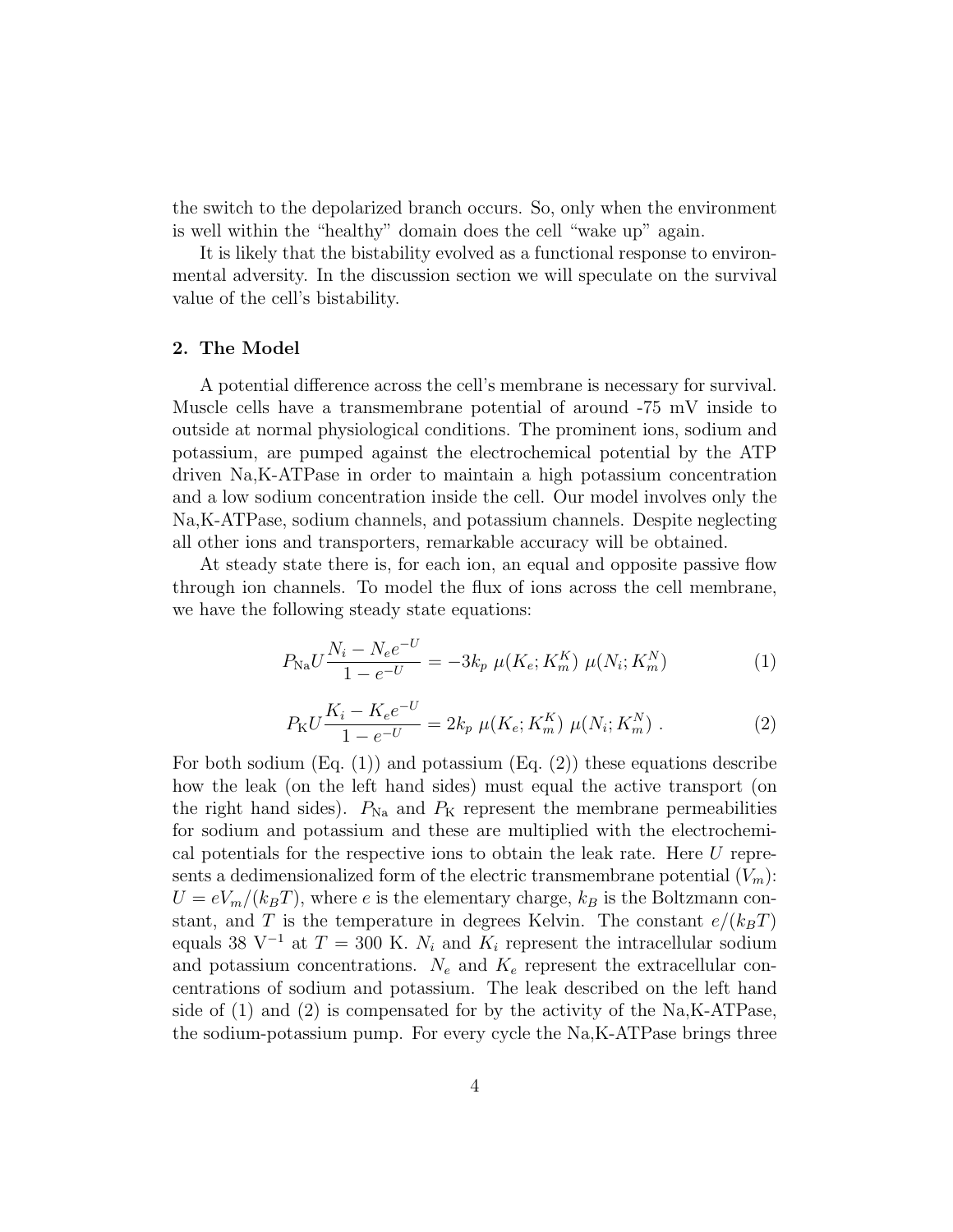the switch to the depolarized branch occurs. So, only when the environment is well within the "healthy" domain does the cell "wake up" again.

It is likely that the bistability evolved as a functional response to environmental adversity. In the discussion section we will speculate on the survival value of the cell's bistability.

## 2. The Model

A potential difference across the cell's membrane is necessary for survival. Muscle cells have a transmembrane potential of around -75 mV inside to outside at normal physiological conditions. The prominent ions, sodium and potassium, are pumped against the electrochemical potential by the ATP driven Na,K-ATPase in order to maintain a high potassium concentration and a low sodium concentration inside the cell. Our model involves only the Na,K-ATPase, sodium channels, and potassium channels. Despite neglecting all other ions and transporters, remarkable accuracy will be obtained.

At steady state there is, for each ion, an equal and opposite passive flow through ion channels. To model the flux of ions across the cell membrane, we have the following steady state equations:

$$P_{\mathrm{Na}} U \frac{N_i - N_e e^{-U}}{1 - e^{-U}} = -3 k_p \ \mu(K_e; K_m^K) \ \mu(N_i; K_m^N) \tag{1}$$

$$P_{\mathrm{K}} U \frac{K_i - K_e e^{-U}}{1 - e^{-U}} = 2 k_p \ \mu(K_e; K_m^K) \ \mu(N_i; K_m^N) \ . \tag{2}$$

For both sodium (Eq. (1)) and potassium (Eq. (2)) these equations describe how the leak (on the left hand sides) must equal the active transport (on the right hand sides). $P_{\mathrm{Na}}$ and $P_{\mathrm{K}}$ represent the membrane permeabilities for sodium and potassium and these are multiplied with the electrochemical potentials for the respective ions to obtain the leak rate. Here $U$ represents a dedimensionalized form of the electric transmembrane potential ($V_m$): $U = eV_m/(k_B T)$, where $e$ is the elementary charge, $k_B$ is the Boltzmann constant, and $T$ is the temperature in degrees Kelvin. The constant $e/(k_B T)$ equals 38 $\mathrm{V}^{-1}$ at $T = 300$ K. $N_i$ and $K_i$ represent the intracellular sodium and potassium concentrations. $N_e$ and $K_e$ represent the extracellular concentrations of sodium and potassium. The leak described on the left hand side of (1) and (2) is compensated for by the activity of the Na,K-ATPase, the sodium-potassium pump. For every cycle the Na,K-ATPase brings three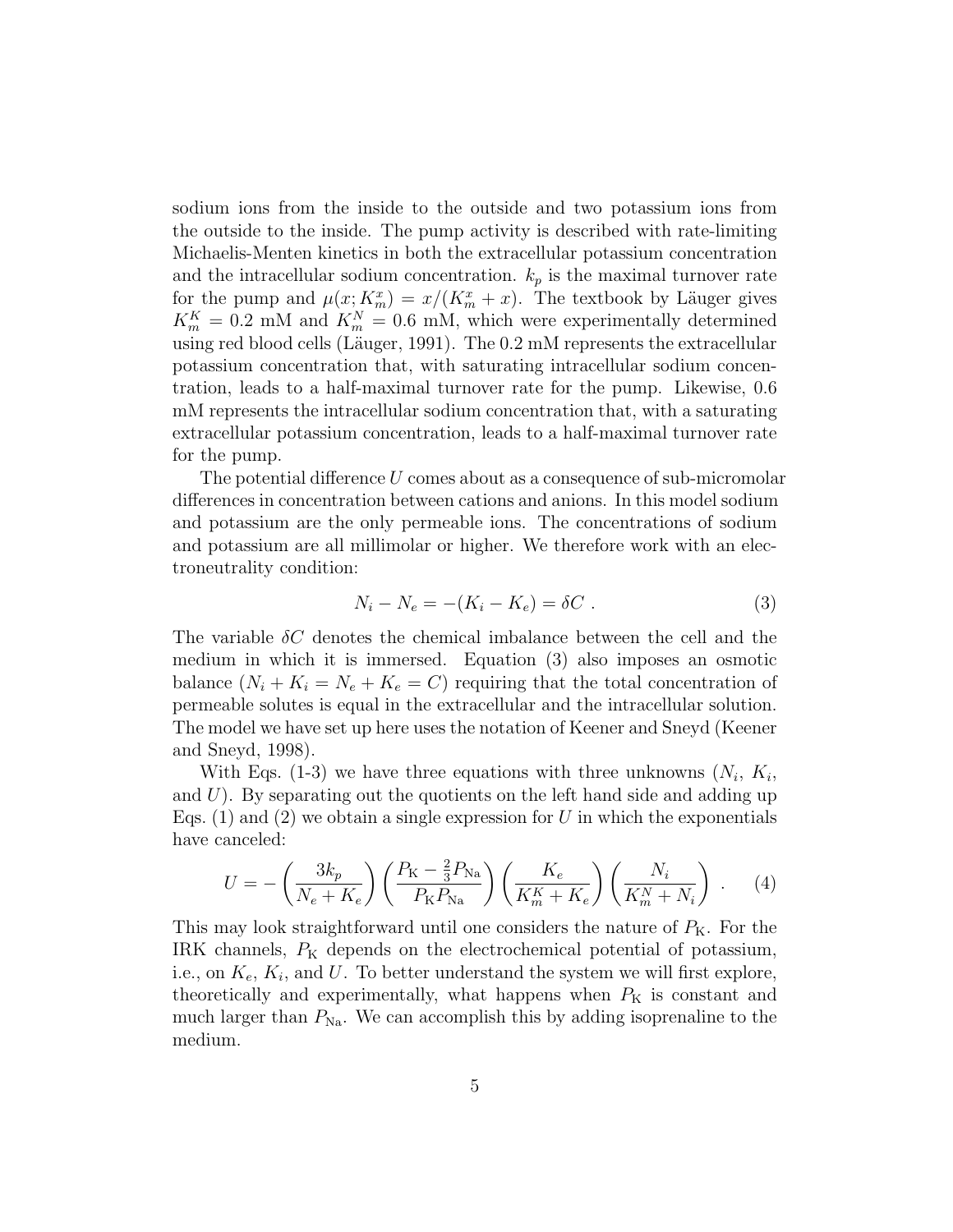sodium ions from the inside to the outside and two potassium ions from the outside to the inside. The pump activity is described with rate-limiting Michaelis-Menten kinetics in both the extracellular potassium concentration and the intracellular sodium concentration. $k_p$ is the maximal turnover rate for the pump and $\mu(x; K_m^x) = x/(K_m^x + x)$. The textbook by Läuger gives $K_m^K = 0.2$ mM and $K_m^N = 0.6$ mM, which were experimentally determined using red blood cells (Läuger, 1991). The 0.2 mM represents the extracellular potassium concentration that, with saturating intracellular sodium concentration, leads to a half-maximal turnover rate for the pump. Likewise, 0.6 mM represents the intracellular sodium concentration that, with a saturating extracellular potassium concentration, leads to a half-maximal turnover rate for the pump.

The potential difference $U$ comes about as a consequence of sub-micromolar differences in concentration between cations and anions. In this model sodium and potassium are the only permeable ions. The concentrations of sodium and potassium are all millimolar or higher. We therefore work with an electroneutrality condition:

$$N_i - N_e = -(K_i - K_e) = \delta C \ . \tag{3}$$

The variable $\delta C$ denotes the chemical imbalance between the cell and the medium in which it is immersed. Equation (3) also imposes an osmotic balance ($N_i + K_i = N_e + K_e = C$) requiring that the total concentration of permeable solutes is equal in the extracellular and the intracellular solution. The model we have set up here uses the notation of Keener and Sneyd (Keener and Sneyd, 1998).

With Eqs. (1-3) we have three equations with three unknowns ($N_i$, $K_i$, and $U$). By separating out the quotients on the left hand side and adding up Eqs. (1) and (2) we obtain a single expression for $U$ in which the exponentials have canceled:

$$U = -\left(\frac{3k_p}{N_e + K_e}\right)\left(\frac{P_{\mathrm{K}} - \frac{2}{3}P_{\mathrm{Na}}}{P_{\mathrm{K}} P_{\mathrm{Na}}}\right)\left(\frac{K_e}{K_m^K + K_e}\right)\left(\frac{N_i}{K_m^N + N_i}\right) \ . \tag{4}$$

This may look straightforward until one considers the nature of $P_{\mathrm{K}}$. For the IRK channels, $P_{\mathrm{K}}$ depends on the electrochemical potential of potassium, i.e., on $K_e$, $K_i$, and $U$. To better understand the system we will first explore, theoretically and experimentally, what happens when $P_{\mathrm{K}}$ is constant and much larger than $P_{\mathrm{Na}}$. We can accomplish this by adding isoprenaline to the medium.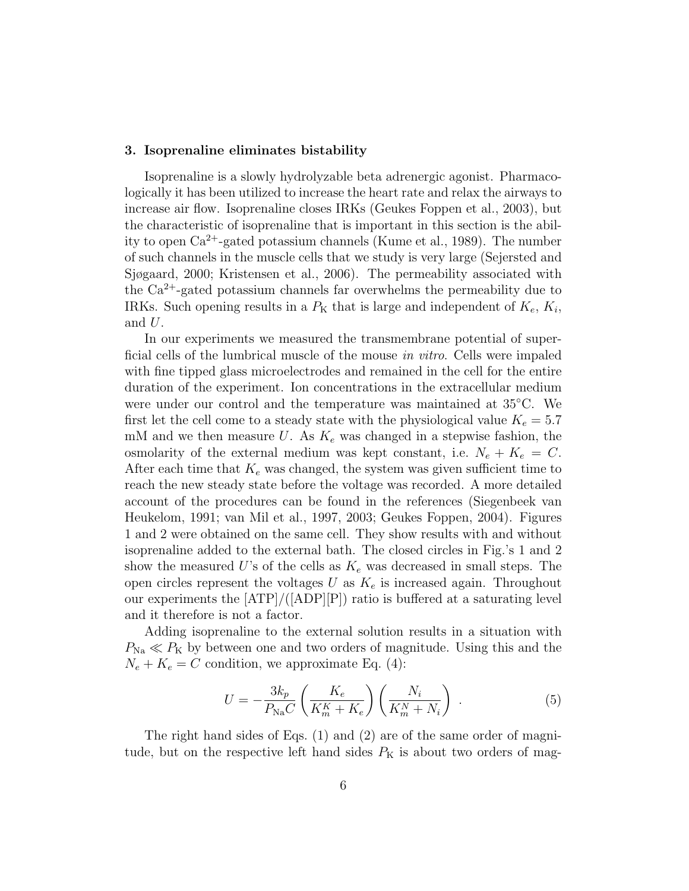## 3. Isoprenaline eliminates bistability

Isoprenaline is a slowly hydrolyzable beta adrenergic agonist. Pharmacologically it has been utilized to increase the heart rate and relax the airways to increase air flow. Isoprenaline closes IRKs (Geukes Foppen et al., 2003), but the characteristic of isoprenaline that is important in this section is the ability to open $Ca^{2+}$-gated potassium channels (Kume et al., 1989). The number of such channels in the muscle cells that we study is very large (Sejersted and Sjøgaard, 2000; Kristensen et al., 2006). The permeability associated with the $Ca^{2+}$-gated potassium channels far overwhelms the permeability due to IRKs. Such opening results in a $P_{\rm K}$ that is large and independent of $K_e$, $K_i$, and $U$.

In our experiments we measured the transmembrane potential of superficial cells of the lumbrical muscle of the mouse *in vitro*. Cells were impaled with fine tipped glass microelectrodes and remained in the cell for the entire duration of the experiment. Ion concentrations in the extracellular medium were under our control and the temperature was maintained at 35°C. We first let the cell come to a steady state with the physiological value $K_e = 5.7$ mM and we then measure $U$. As $K_e$ was changed in a stepwise fashion, the osmolarity of the external medium was kept constant, i.e. $N_e + K_e = C$. After each time that $K_e$ was changed, the system was given sufficient time to reach the new steady state before the voltage was recorded. A more detailed account of the procedures can be found in the references (Siegenbeek van Heukelom, 1991; van Mil et al., 1997, 2003; Geukes Foppen, 2004). Figures 1 and 2 were obtained on the same cell. They show results with and without isoprenaline added to the external bath. The closed circles in Fig.'s 1 and 2 show the measured $U$'s of the cells as $K_e$ was decreased in small steps. The open circles represent the voltages $U$ as $K_e$ is increased again. Throughout our experiments the [ATP]/([ADP][P]) ratio is buffered at a saturating level and it therefore is not a factor.

Adding isoprenaline to the external solution results in a situation with $P_{\rm Na} \ll P_{\rm K}$ by between one and two orders of magnitude. Using this and the $N_e + K_e = C$ condition, we approximate Eq. (4):

$$U = -\frac{3k_p}{P_{\rm Na}C}\left(\frac{K_e}{K_m^K + K_e}\right)\left(\frac{N_i}{K_m^N + N_i}\right) \, . \tag{5}$$

The right hand sides of Eqs. (1) and (2) are of the same order of magnitude, but on the respective left hand sides $P_{\rm K}$ is about two orders of mag-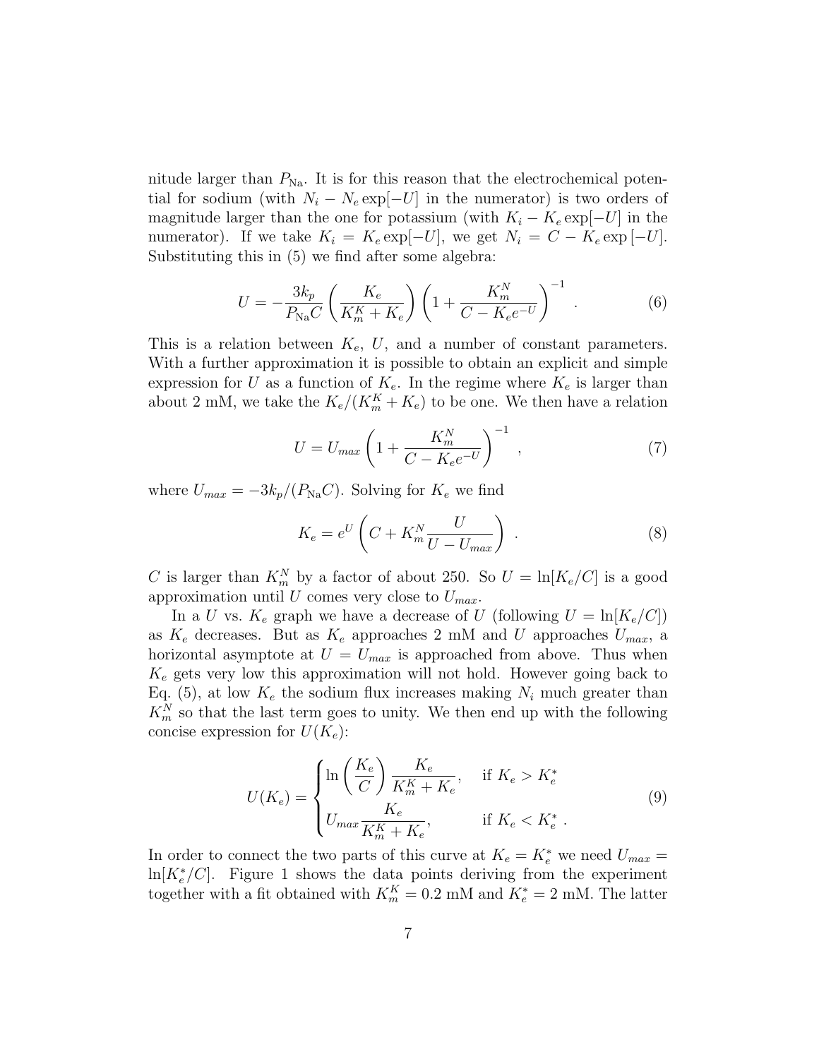nitude larger than $P_{\rm Na}$. It is for this reason that the electrochemical potential for sodium (with $N_i - N_e \exp[-U]$ in the numerator) is two orders of magnitude larger than the one for potassium (with $K_i - K_e \exp[-U]$ in the numerator). If we take $K_i = K_e \exp[-U]$, we get $N_i = C - K_e \exp[-U]$. Substituting this in (5) we find after some algebra:

$$U = -\frac{3k_p}{P_{\rm Na}C}\left(\frac{K_e}{K_m^K + K_e}\right)\left(1 + \frac{K_m^N}{C - K_e e^{-U}}\right)^{-1} . \tag{6}$$

This is a relation between $K_e$, $U$, and a number of constant parameters. With a further approximation it is possible to obtain an explicit and simple expression for $U$ as a function of $K_e$. In the regime where $K_e$ is larger than about 2 mM, we take the $K_e/(K_m^K + K_e)$ to be one. We then have a relation

$$U = U_{max}\left(1 + \frac{K_m^N}{C - K_e e^{-U}}\right)^{-1} , \tag{7}$$

where $U_{max} = -3k_p/(P_{\rm Na}C)$. Solving for $K_e$ we find

$$K_e = e^U\left(C + K_m^N \frac{U}{U - U_{max}}\right) . \tag{8}$$

$C$ is larger than $K_m^N$ by a factor of about 250. So $U = \ln[K_e/C]$ is a good approximation until $U$ comes very close to $U_{max}$.

In a $U$ vs. $K_e$ graph we have a decrease of $U$ (following $U = \ln[K_e/C]$) as $K_e$ decreases. But as $K_e$ approaches 2 mM and $U$ approaches $U_{max}$, a horizontal asymptote at $U = U_{max}$ is approached from above. Thus when $K_e$ gets very low this approximation will not hold. However going back to Eq. (5), at low $K_e$ the sodium flux increases making $N_i$ much greater than $K_m^N$ so that the last term goes to unity. We then end up with the following concise expression for $U(K_e)$:

$$U(K_e) = \begin{cases} \ln\left(\dfrac{K_e}{C}\right)\dfrac{K_e}{K_m^K + K_e}, & \text{if } K_e > K_e^* \\ U_{max}\dfrac{K_e}{K_m^K + K_e}, & \text{if } K_e < K_e^* . \end{cases} \tag{9}$$

In order to connect the two parts of this curve at $K_e = K_e^*$ we need $U_{max} = \ln[K_e^*/C]$. Figure 1 shows the data points deriving from the experiment together with a fit obtained with $K_m^K = 0.2$ mM and $K_e^* = 2$ mM. The latter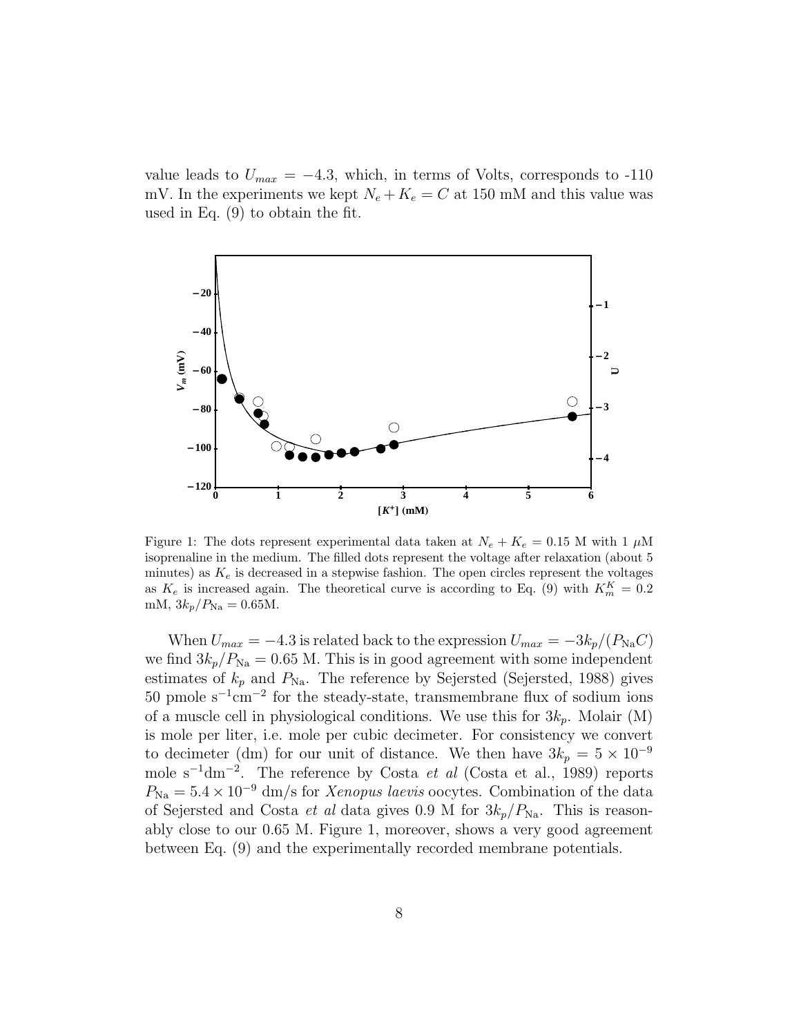value leads to $U_{max} = -4.3$, which, in terms of Volts, corresponds to -110 mV. In the experiments we kept $N_e + K_e = C$ at 150 mM and this value was used in Eq. (9) to obtain the fit.

Figure 1: The dots represent experimental data taken at $N_e + K_e = 0.15$ M with 1 $\mu$M isoprenaline in the medium. The filled dots represent the voltage after relaxation (about 5 minutes) as $K_e$ is decreased in a stepwise fashion. The open circles represent the voltages as $K_e$ is increased again. The theoretical curve is according to Eq. (9) with $K_m^K = 0.2$ mM, $3k_p/P_{\mathrm{Na}} = 0.65$M.

When $U_{max} = -4.3$ is related back to the expression $U_{max} = -3k_p/(P_{\mathrm{Na}}C)$ we find $3k_p/P_{\mathrm{Na}} = 0.65$ M. This is in good agreement with some independent estimates of $k_p$ and $P_{\mathrm{Na}}$. The reference by Sejersted (Sejersted, 1988) gives 50 pmole $\mathrm{s}^{-1}\mathrm{cm}^{-2}$ for the steady-state, transmembrane flux of sodium ions of a muscle cell in physiological conditions. We use this for $3k_p$. Molair (M) is mole per liter, i.e. mole per cubic decimeter. For consistency we convert to decimeter (dm) for our unit of distance. We then have $3k_p = 5 \times 10^{-9}$ mole $\mathrm{s}^{-1}\mathrm{dm}^{-2}$. The reference by Costa *et al* (Costa et al., 1989) reports $P_{\mathrm{Na}} = 5.4 \times 10^{-9}$ dm/s for *Xenopus laevis* oocytes. Combination of the data of Sejersted and Costa *et al* data gives 0.9 M for $3k_p/P_{\mathrm{Na}}$. This is reasonably close to our 0.65 M. Figure 1, moreover, shows a very good agreement between Eq. (9) and the experimentally recorded membrane potentials.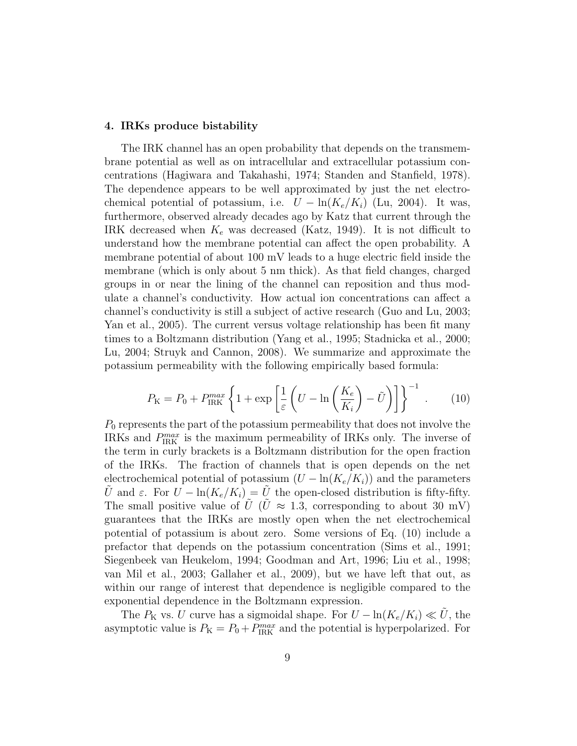### 4. IRKs produce bistability

The IRK channel has an open probability that depends on the transmembrane potential as well as on intracellular and extracellular potassium concentrations (Hagiwara and Takahashi, 1974; Standen and Stanfield, 1978). The dependence appears to be well approximated by just the net electrochemical potential of potassium, i.e. $U - \ln(K_e/K_i)$ (Lu, 2004). It was, furthermore, observed already decades ago by Katz that current through the IRK decreased when $K_e$ was decreased (Katz, 1949). It is not difficult to understand how the membrane potential can affect the open probability. A membrane potential of about 100 mV leads to a huge electric field inside the membrane (which is only about 5 nm thick). As that field changes, charged groups in or near the lining of the channel can reposition and thus modulate a channel's conductivity. How actual ion concentrations can affect a channel's conductivity is still a subject of active research (Guo and Lu, 2003; Yan et al., 2005). The current versus voltage relationship has been fit many times to a Boltzmann distribution (Yang et al., 1995; Stadnicka et al., 2000; Lu, 2004; Struyk and Cannon, 2008). We summarize and approximate the potassium permeability with the following empirically based formula:

$$P_{\mathrm{K}} = P_0 + P_{\mathrm{IRK}}^{max} \left\{ 1 + \exp\left[ \frac{1}{\varepsilon} \left( U - \ln\left(\frac{K_e}{K_i}\right) - \tilde{U} \right) \right] \right\}^{-1} . \tag{10}$$

$P_0$ represents the part of the potassium permeability that does not involve the IRKs and $P_{\mathrm{IRK}}^{max}$ is the maximum permeability of IRKs only. The inverse of the term in curly brackets is a Boltzmann distribution for the open fraction of the IRKs. The fraction of channels that is open depends on the net electrochemical potential of potassium ($U - \ln(K_e/K_i)$) and the parameters $\tilde{U}$ and $\varepsilon$. For $U - \ln(K_e/K_i) = \tilde{U}$ the open-closed distribution is fifty-fifty. The small positive value of $\tilde{U}$ ($\tilde{U} \approx 1.3$, corresponding to about 30 mV) guarantees that the IRKs are mostly open when the net electrochemical potential of potassium is about zero. Some versions of Eq. (10) include a prefactor that depends on the potassium concentration (Sims et al., 1991; Siegenbeek van Heukelom, 1994; Goodman and Art, 1996; Liu et al., 1998; van Mil et al., 2003; Gallaher et al., 2009), but we have left that out, as within our range of interest that dependence is negligible compared to the exponential dependence in the Boltzmann expression.

The $P_{\mathrm{K}}$ vs. $U$ curve has a sigmoidal shape. For $U - \ln(K_e/K_i) \ll \tilde{U}$, the asymptotic value is $P_{\mathrm{K}} = P_0 + P_{\mathrm{IRK}}^{max}$ and the potential is hyperpolarized. For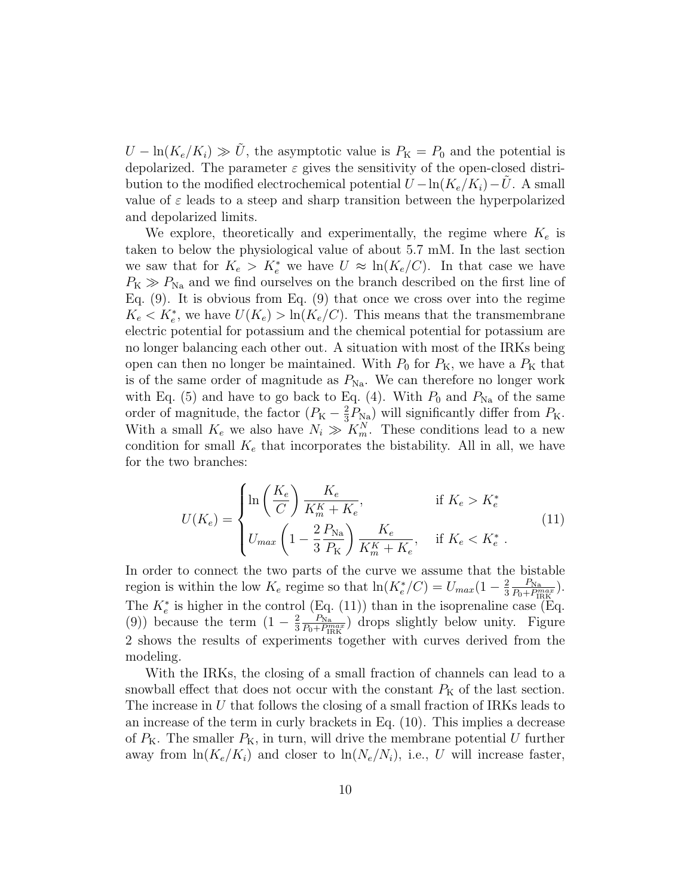$U - \ln(K_e/K_i) \gg \tilde{U}$, the asymptotic value is $P_{\rm K} = P_0$ and the potential is depolarized. The parameter $\varepsilon$ gives the sensitivity of the open-closed distribution to the modified electrochemical potential $U - \ln(K_e/K_i) - \tilde{U}$. A small value of $\varepsilon$ leads to a steep and sharp transition between the hyperpolarized and depolarized limits.

We explore, theoretically and experimentally, the regime where $K_e$ is taken to below the physiological value of about 5.7 mM. In the last section we saw that for $K_e > K_e^*$ we have $U \approx \ln(K_e/C)$. In that case we have $P_{\rm K} \gg P_{\rm Na}$ and we find ourselves on the branch described on the first line of Eq. (9). It is obvious from Eq. (9) that once we cross over into the regime $K_e < K_e^*$, we have $U(K_e) > \ln(K_e/C)$. This means that the transmembrane electric potential for potassium and the chemical potential for potassium are no longer balancing each other out. A situation with most of the IRKs being open can then no longer be maintained. With $P_0$ for $P_{\rm K}$, we have a $P_{\rm K}$ that is of the same order of magnitude as $P_{\rm Na}$. We can therefore no longer work with Eq. (5) and have to go back to Eq. (4). With $P_0$ and $P_{\rm Na}$ of the same order of magnitude, the factor $(P_{\rm K} - \frac{2}{3}P_{\rm Na})$ will significantly differ from $P_{\rm K}$. With a small $K_e$ we also have $N_i \gg K_m^N$. These conditions lead to a new condition for small $K_e$ that incorporates the bistability. All in all, we have for the two branches:

$$U(K_e) = \begin{cases} \ln\left(\dfrac{K_e}{C}\right)\dfrac{K_e}{K_m^K + K_e}, & \text{if } K_e > K_e^* \\ U_{max}\left(1 - \dfrac{2}{3}\dfrac{P_{\rm Na}}{P_{\rm K}}\right)\dfrac{K_e}{K_m^K + K_e}, & \text{if } K_e < K_e^* \,. \end{cases} \tag{11}$$

In order to connect the two parts of the curve we assume that the bistable region is within the low $K_e$ regime so that $\ln(K_e^*/C) = U_{max}(1 - \frac{2}{3}\frac{P_{\rm Na}}{P_0 + P_{\rm IRK}^{max}})$. The $K_e^*$ is higher in the control (Eq. (11)) than in the isoprenaline case (Eq. (9)) because the term $(1 - \frac{2}{3}\frac{P_{\rm Na}}{P_0 + P_{\rm IRK}^{max}})$ drops slightly below unity. Figure 2 shows the results of experiments together with curves derived from the modeling.

With the IRKs, the closing of a small fraction of channels can lead to a snowball effect that does not occur with the constant $P_{\rm K}$ of the last section. The increase in $U$ that follows the closing of a small fraction of IRKs leads to an increase of the term in curly brackets in Eq. (10). This implies a decrease of $P_{\rm K}$. The smaller $P_{\rm K}$, in turn, will drive the membrane potential $U$ further away from $\ln(K_e/K_i)$ and closer to $\ln(N_e/N_i)$, i.e., $U$ will increase faster,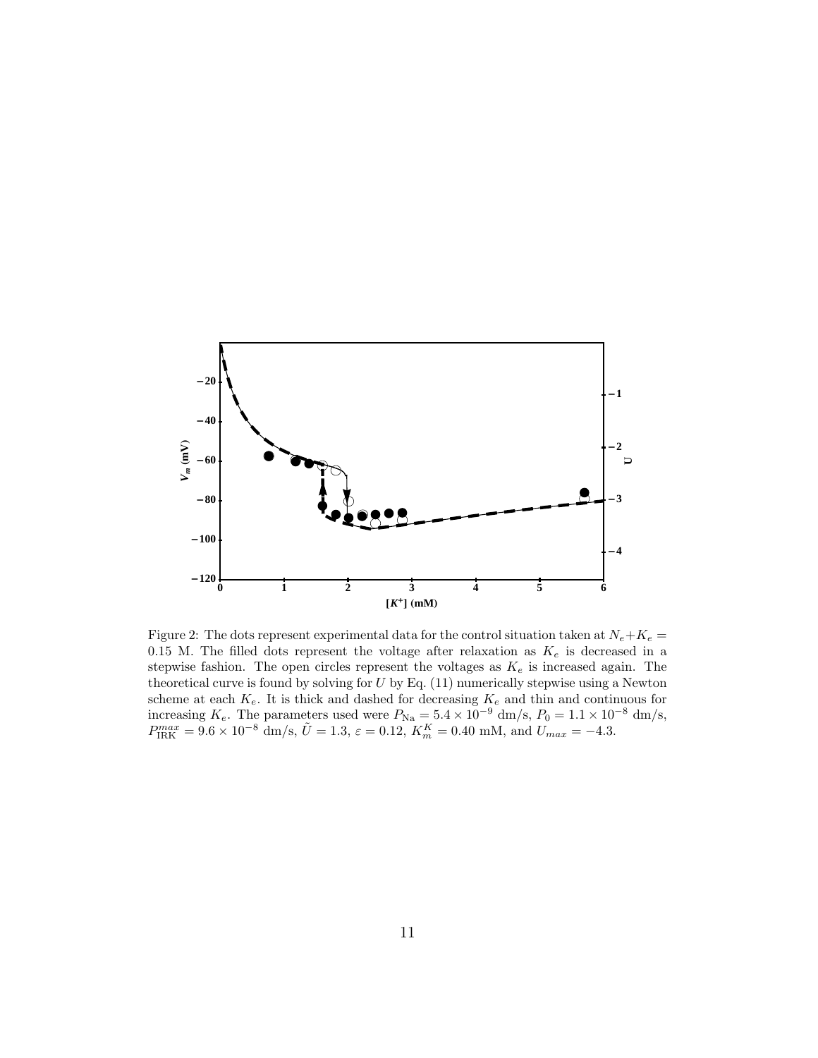Figure 2: The dots represent experimental data for the control situation taken at $N_e + K_e = 0.15$ M. The filled dots represent the voltage after relaxation as $K_e$ is decreased in a stepwise fashion. The open circles represent the voltages as $K_e$ is increased again. The theoretical curve is found by solving for $U$ by Eq. (11) numerically stepwise using a Newton scheme at each $K_e$. It is thick and dashed for decreasing $K_e$ and thin and continuous for increasing $K_e$. The parameters used were $P_{\text{Na}} = 5.4 \times 10^{-9}$ dm/s, $P_0 = 1.1 \times 10^{-8}$ dm/s, $P_{\text{IRK}}^{max} = 9.6 \times 10^{-8}$ dm/s, $\tilde{U} = 1.3$, $\varepsilon = 0.12$, $K_m^K = 0.40$ mM, and $U_{max} = -4.3$.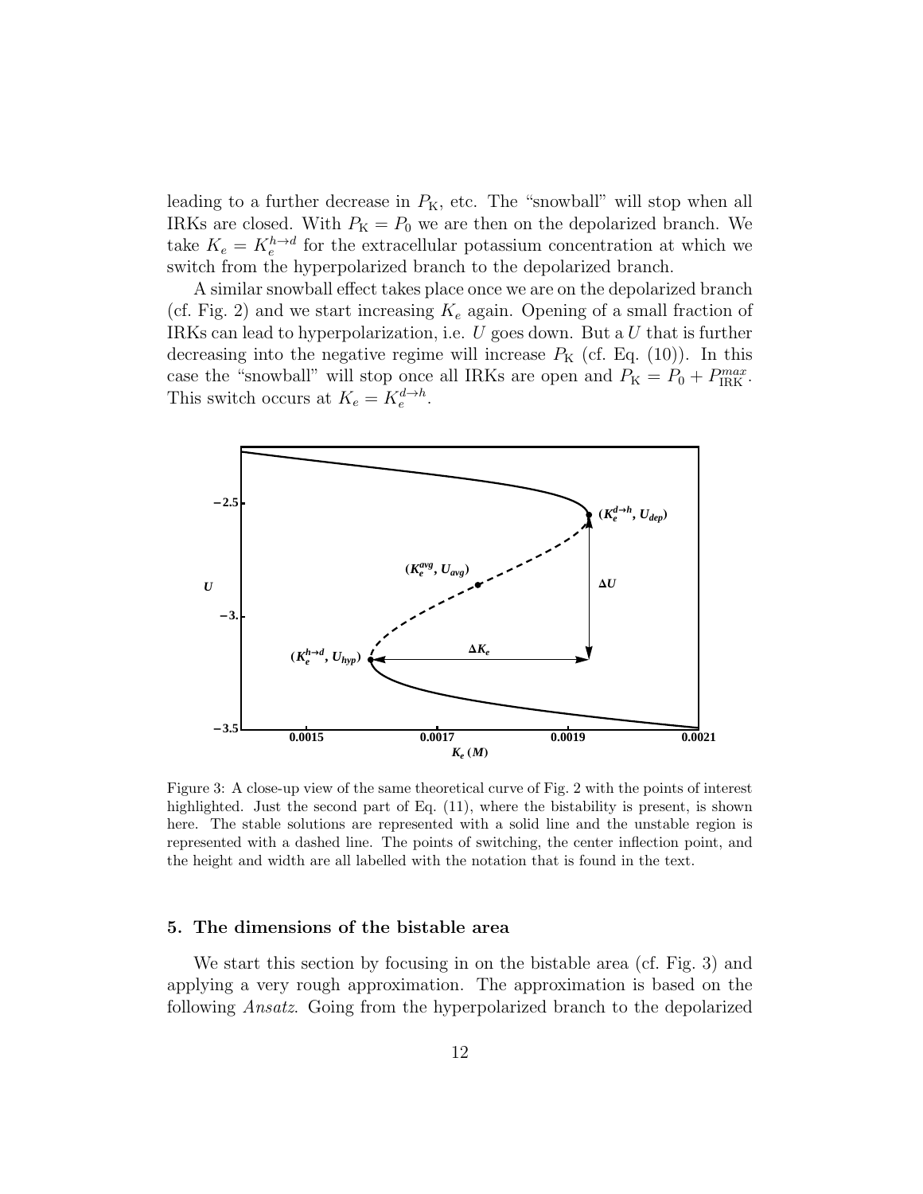leading to a further decrease in $P_{\mathrm{K}}$, etc. The "snowball" will stop when all IRKs are closed. With $P_{\mathrm{K}} = P_0$ we are then on the depolarized branch. We take $K_e = K_e^{h \to d}$ for the extracellular potassium concentration at which we switch from the hyperpolarized branch to the depolarized branch.

A similar snowball effect takes place once we are on the depolarized branch (cf. Fig. 2) and we start increasing $K_e$ again. Opening of a small fraction of IRKs can lead to hyperpolarization, i.e. $U$ goes down. But a $U$ that is further decreasing into the negative regime will increase $P_{\mathrm{K}}$ (cf. Eq. (10)). In this case the "snowball" will stop once all IRKs are open and $P_{\mathrm{K}} = P_0 + P_{\mathrm{IRK}}^{max}$. This switch occurs at $K_e = K_e^{d \to h}$.

Figure 3: A close-up view of the same theoretical curve of Fig. 2 with the points of interest highlighted. Just the second part of Eq. (11), where the bistability is present, is shown here. The stable solutions are represented with a solid line and the unstable region is represented with a dashed line. The points of switching, the center inflection point, and the height and width are all labelled with the notation that is found in the text.

## 5. The dimensions of the bistable area

We start this section by focusing in on the bistable area (cf. Fig. 3) and applying a very rough approximation. The approximation is based on the following *Ansatz*. Going from the hyperpolarized branch to the depolarized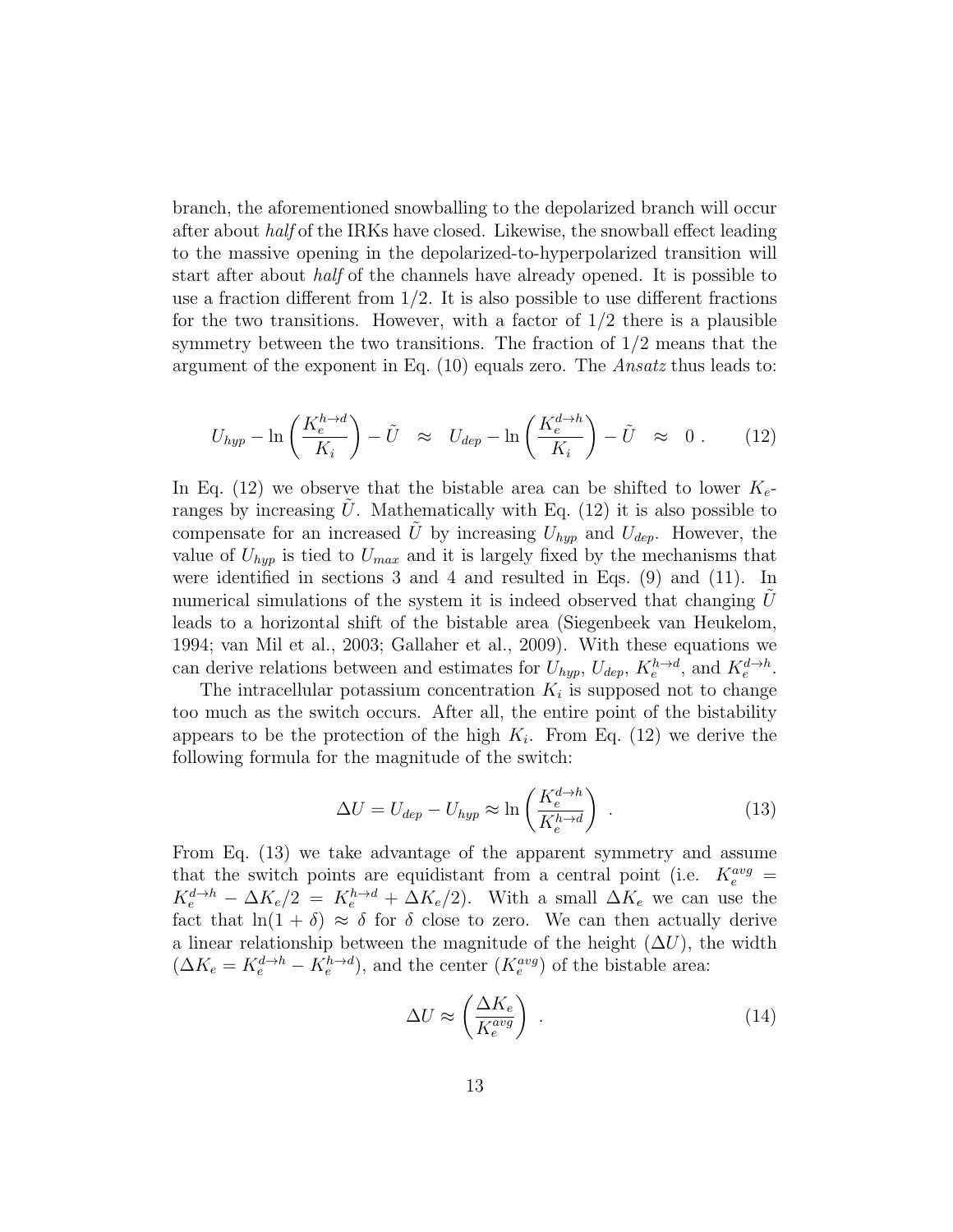branch, the aforementioned snowballing to the depolarized branch will occur after about *half* of the IRKs have closed. Likewise, the snowball effect leading to the massive opening in the depolarized-to-hyperpolarized transition will start after about *half* of the channels have already opened. It is possible to use a fraction different from 1/2. It is also possible to use different fractions for the two transitions. However, with a factor of 1/2 there is a plausible symmetry between the two transitions. The fraction of 1/2 means that the argument of the exponent in Eq. (10) equals zero. The *Ansatz* thus leads to:

$$U_{hyp} - \ln\left(\frac{K_e^{h\to d}}{K_i}\right) - \tilde{U} \quad \approx \quad U_{dep} - \ln\left(\frac{K_e^{d\to h}}{K_i}\right) - \tilde{U} \quad \approx \quad 0 \; . \tag{12}$$

In Eq. (12) we observe that the bistable area can be shifted to lower $K_e$-ranges by increasing $\tilde{U}$. Mathematically with Eq. (12) it is also possible to compensate for an increased $\tilde{U}$ by increasing $U_{hyp}$ and $U_{dep}$. However, the value of $U_{hyp}$ is tied to $U_{max}$ and it is largely fixed by the mechanisms that were identified in sections 3 and 4 and resulted in Eqs. (9) and (11). In numerical simulations of the system it is indeed observed that changing $\tilde{U}$ leads to a horizontal shift of the bistable area (Siegenbeek van Heukelom, 1994; van Mil et al., 2003; Gallaher et al., 2009). With these equations we can derive relations between and estimates for $U_{hyp}$, $U_{dep}$, $K_e^{h\to d}$, and $K_e^{d\to h}$.

The intracellular potassium concentration $K_i$ is supposed not to change too much as the switch occurs. After all, the entire point of the bistability appears to be the protection of the high $K_i$. From Eq. (12) we derive the following formula for the magnitude of the switch:

$$\Delta U = U_{dep} - U_{hyp} \approx \ln\left(\frac{K_e^{d\to h}}{K_e^{h\to d}}\right) \; . \tag{13}$$

From Eq. (13) we take advantage of the apparent symmetry and assume that the switch points are equidistant from a central point (i.e. $K_e^{avg} = K_e^{d\to h} - \Delta K_e/2 = K_e^{h\to d} + \Delta K_e/2$). With a small $\Delta K_e$ we can use the fact that $\ln(1+\delta) \approx \delta$ for $\delta$ close to zero. We can then actually derive a linear relationship between the magnitude of the height ($\Delta U$), the width ($\Delta K_e = K_e^{d\to h} - K_e^{h\to d}$), and the center ($K_e^{avg}$) of the bistable area:

$$\Delta U \approx \left(\frac{\Delta K_e}{K_e^{avg}}\right) \; . \tag{14}$$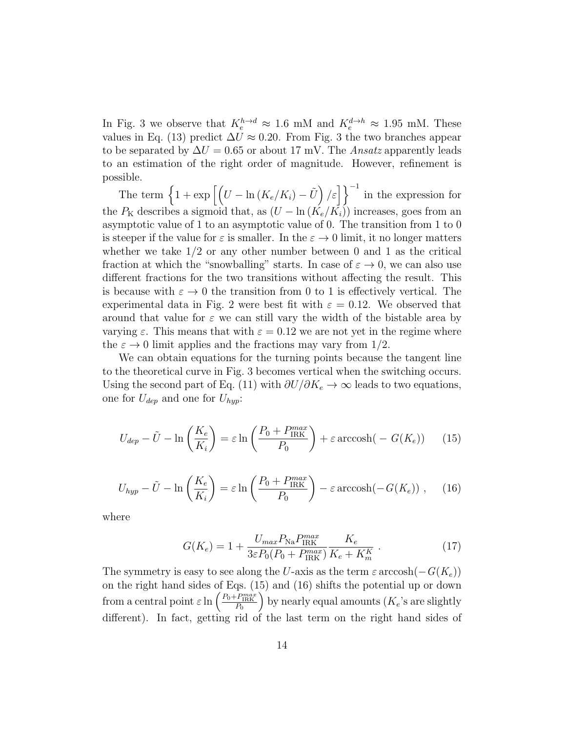In Fig. 3 we observe that $K_e^{h\to d} \approx 1.6$ mM and $K_e^{d\to h} \approx 1.95$ mM. These values in Eq. (13) predict $\Delta U \approx 0.20$. From Fig. 3 the two branches appear to be separated by $\Delta U = 0.65$ or about 17 mV. The *Ansatz* apparently leads to an estimation of the right order of magnitude. However, refinement is possible.

The term $\left\{1 + \exp\left[\left(U - \ln\left(K_e/K_i\right) - \tilde{U}\right)/\varepsilon\right]\right\}^{-1}$ in the expression for the $P_{\rm K}$ describes a sigmoid that, as $(U - \ln(K_e/K_i))$ increases, goes from an asymptotic value of 1 to an asymptotic value of 0. The transition from 1 to 0 is steeper if the value for $\varepsilon$ is smaller. In the $\varepsilon \to 0$ limit, it no longer matters whether we take 1/2 or any other number between 0 and 1 as the critical fraction at which the "snowballing" starts. In case of $\varepsilon \to 0$, we can also use different fractions for the two transitions without affecting the result. This is because with $\varepsilon \to 0$ the transition from 0 to 1 is effectively vertical. The experimental data in Fig. 2 were best fit with $\varepsilon = 0.12$. We observed that around that value for $\varepsilon$ we can still vary the width of the bistable area by varying $\varepsilon$. This means that with $\varepsilon = 0.12$ we are not yet in the regime where the $\varepsilon \to 0$ limit applies and the fractions may vary from 1/2.

We can obtain equations for the turning points because the tangent line to the theoretical curve in Fig. 3 becomes vertical when the switching occurs. Using the second part of Eq. (11) with $\partial U/\partial K_e \to \infty$ leads to two equations, one for $U_{dep}$ and one for $U_{hyp}$:

$$U_{dep} - \tilde{U} - \ln\left(\frac{K_e}{K_i}\right) = \varepsilon \ln\left(\frac{P_0 + P_{\rm IRK}^{max}}{P_0}\right) + \varepsilon \operatorname{arccosh}(-G(K_e)) \qquad (15)$$

$$U_{hyp} - \tilde{U} - \ln\left(\frac{K_e}{K_i}\right) = \varepsilon \ln\left(\frac{P_0 + P_{\rm IRK}^{max}}{P_0}\right) - \varepsilon \operatorname{arccosh}(-G(K_e)) \ , \qquad (16)$$

where

$$G(K_e) = 1 + \frac{U_{max} P_{\rm Na} P_{\rm IRK}^{max}}{3\varepsilon P_0 (P_0 + P_{\rm IRK}^{max})} \frac{K_e}{K_e + K_m^K} \ . \qquad (17)$$

The symmetry is easy to see along the $U$-axis as the term $\varepsilon \operatorname{arccosh}(-G(K_e))$ on the right hand sides of Eqs. (15) and (16) shifts the potential up or down from a central point $\varepsilon \ln\left(\frac{P_0 + P_{\rm IRK}^{max}}{P_0}\right)$ by nearly equal amounts ($K_e$'s are slightly different). In fact, getting rid of the last term on the right hand sides of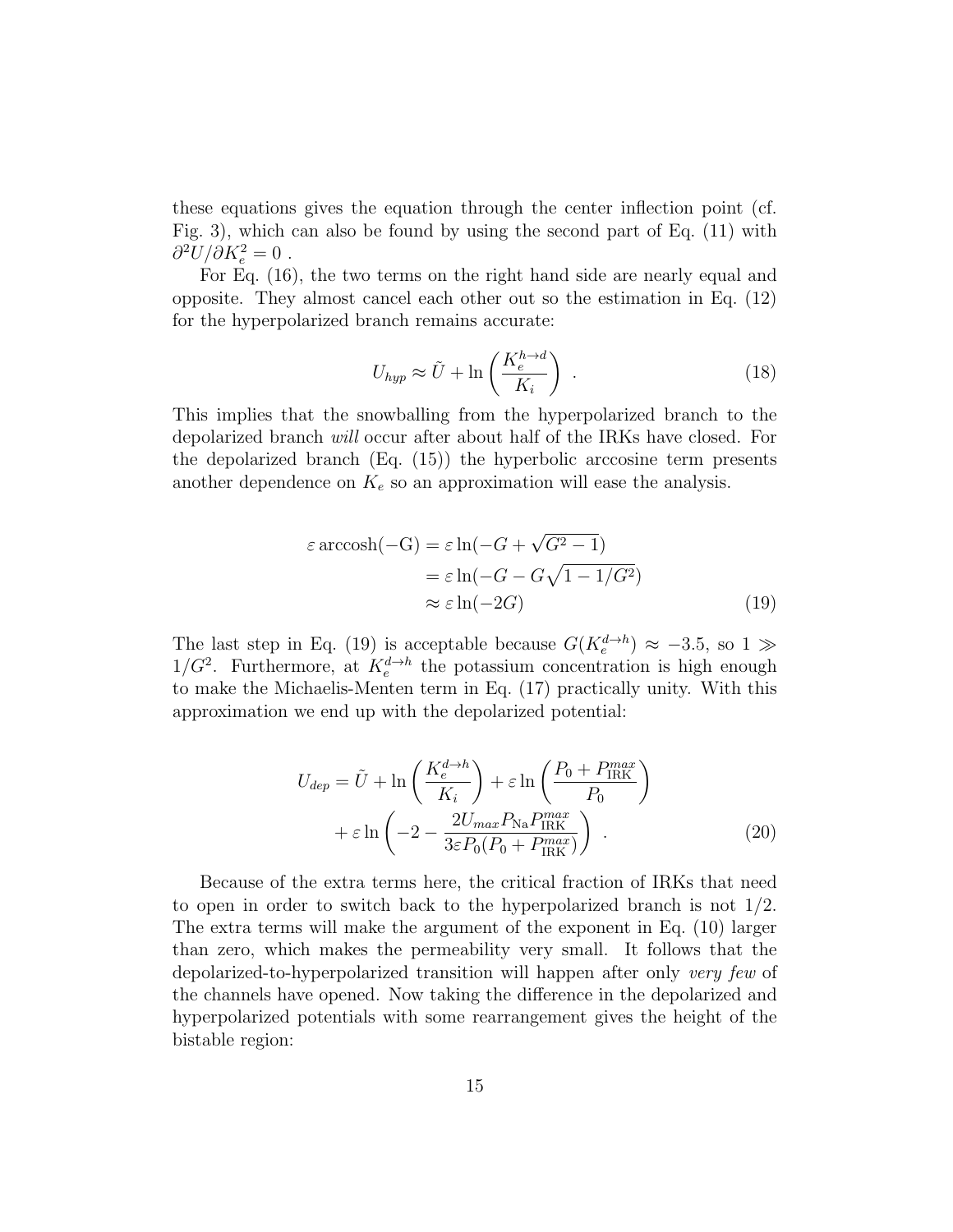these equations gives the equation through the center inflection point (cf. Fig. 3), which can also be found by using the second part of Eq. (11) with $\partial^2 U/\partial K_e^2 = 0$ .

For Eq. (16), the two terms on the right hand side are nearly equal and opposite. They almost cancel each other out so the estimation in Eq. (12) for the hyperpolarized branch remains accurate:

$$U_{hyp} \approx \tilde{U} + \ln\left(\frac{K_e^{h\to d}}{K_i}\right) \ . \tag{18}$$

This implies that the snowballing from the hyperpolarized branch to the depolarized branch *will* occur after about half of the IRKs have closed. For the depolarized branch (Eq. (15)) the hyperbolic arccosine term presents another dependence on $K_e$ so an approximation will ease the analysis.

$$\begin{aligned}
\varepsilon \operatorname{arccosh}(-\mathrm{G}) &= \varepsilon \ln(-G + \sqrt{G^2 - 1}) \\
&= \varepsilon \ln(-G - G\sqrt{1 - 1/G^2}) \\
&\approx \varepsilon \ln(-2G)
\end{aligned} \tag{19}$$

The last step in Eq. (19) is acceptable because $G(K_e^{d\to h}) \approx -3.5$, so $1 \gg 1/G^2$. Furthermore, at $K_e^{d\to h}$ the potassium concentration is high enough to make the Michaelis-Menten term in Eq. (17) practically unity. With this approximation we end up with the depolarized potential:

$$\begin{aligned}
U_{dep} = \tilde{U} + \ln\left(\frac{K_e^{d\to h}}{K_i}\right) + \varepsilon \ln\left(\frac{P_0 + P_{\text{IRK}}^{max}}{P_0}\right) \\
+ \varepsilon \ln\left(-2 - \frac{2U_{max}P_{\text{Na}}P_{\text{IRK}}^{max}}{3\varepsilon P_0(P_0 + P_{\text{IRK}}^{max})}\right) \ .
\end{aligned} \tag{20}$$

Because of the extra terms here, the critical fraction of IRKs that need to open in order to switch back to the hyperpolarized branch is not 1/2. The extra terms will make the argument of the exponent in Eq. (10) larger than zero, which makes the permeability very small. It follows that the depolarized-to-hyperpolarized transition will happen after only *very few* of the channels have opened. Now taking the difference in the depolarized and hyperpolarized potentials with some rearrangement gives the height of the bistable region: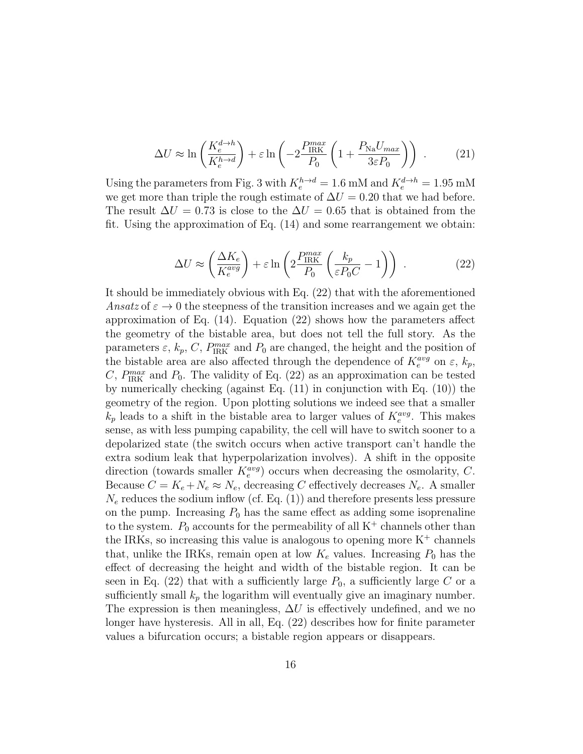$$
\Delta U \approx \ln\left(\frac{K_e^{d\to h}}{K_e^{h\to d}}\right) + \varepsilon \ln\left(-2\frac{P_{\text{IRK}}^{max}}{P_0}\left(1+\frac{P_{\text{Na}}U_{max}}{3\varepsilon P_0}\right)\right) \ . \tag{21}
$$

Using the parameters from Fig. 3 with $K_e^{h\to d} = 1.6$ mM and $K_e^{d\to h} = 1.95$ mM we get more than triple the rough estimate of $\Delta U = 0.20$ that we had before. The result $\Delta U = 0.73$ is close to the $\Delta U = 0.65$ that is obtained from the fit. Using the approximation of Eq. (14) and some rearrangement we obtain:

$$
\Delta U \approx \left(\frac{\Delta K_e}{K_e^{avg}}\right) + \varepsilon \ln\left(2\frac{P_{\text{IRK}}^{max}}{P_0}\left(\frac{k_p}{\varepsilon P_0 C} - 1\right)\right) \ . \tag{22}
$$

It should be immediately obvious with Eq. (22) that with the aforementioned *Ansatz* of $\varepsilon \to 0$ the steepness of the transition increases and we again get the approximation of Eq. (14). Equation (22) shows how the parameters affect the geometry of the bistable area, but does not tell the full story. As the parameters $\varepsilon$, $k_p$, $C$, $P_{\text{IRK}}^{max}$ and $P_0$ are changed, the height and the position of the bistable area are also affected through the dependence of $K_e^{avg}$ on $\varepsilon$, $k_p$, $C$, $P_{\text{IRK}}^{max}$ and $P_0$. The validity of Eq. (22) as an approximation can be tested by numerically checking (against Eq. (11) in conjunction with Eq. (10)) the geometry of the region. Upon plotting solutions we indeed see that a smaller $k_p$ leads to a shift in the bistable area to larger values of $K_e^{avg}$. This makes sense, as with less pumping capability, the cell will have to switch sooner to a depolarized state (the switch occurs when active transport can't handle the extra sodium leak that hyperpolarization involves). A shift in the opposite direction (towards smaller $K_e^{avg}$) occurs when decreasing the osmolarity, $C$. Because $C = K_e + N_e \approx N_e$, decreasing $C$ effectively decreases $N_e$. A smaller $N_e$ reduces the sodium inflow (cf. Eq. (1)) and therefore presents less pressure on the pump. Increasing $P_0$ has the same effect as adding some isoprenaline to the system. $P_0$ accounts for the permeability of all $K^+$ channels other than the IRKs, so increasing this value is analogous to opening more $K^+$ channels that, unlike the IRKs, remain open at low $K_e$ values. Increasing $P_0$ has the effect of decreasing the height and width of the bistable region. It can be seen in Eq. (22) that with a sufficiently large $P_0$, a sufficiently large $C$ or a sufficiently small $k_p$ the logarithm will eventually give an imaginary number. The expression is then meaningless, $\Delta U$ is effectively undefined, and we no longer have hysteresis. All in all, Eq. (22) describes how for finite parameter values a bifurcation occurs; a bistable region appears or disappears.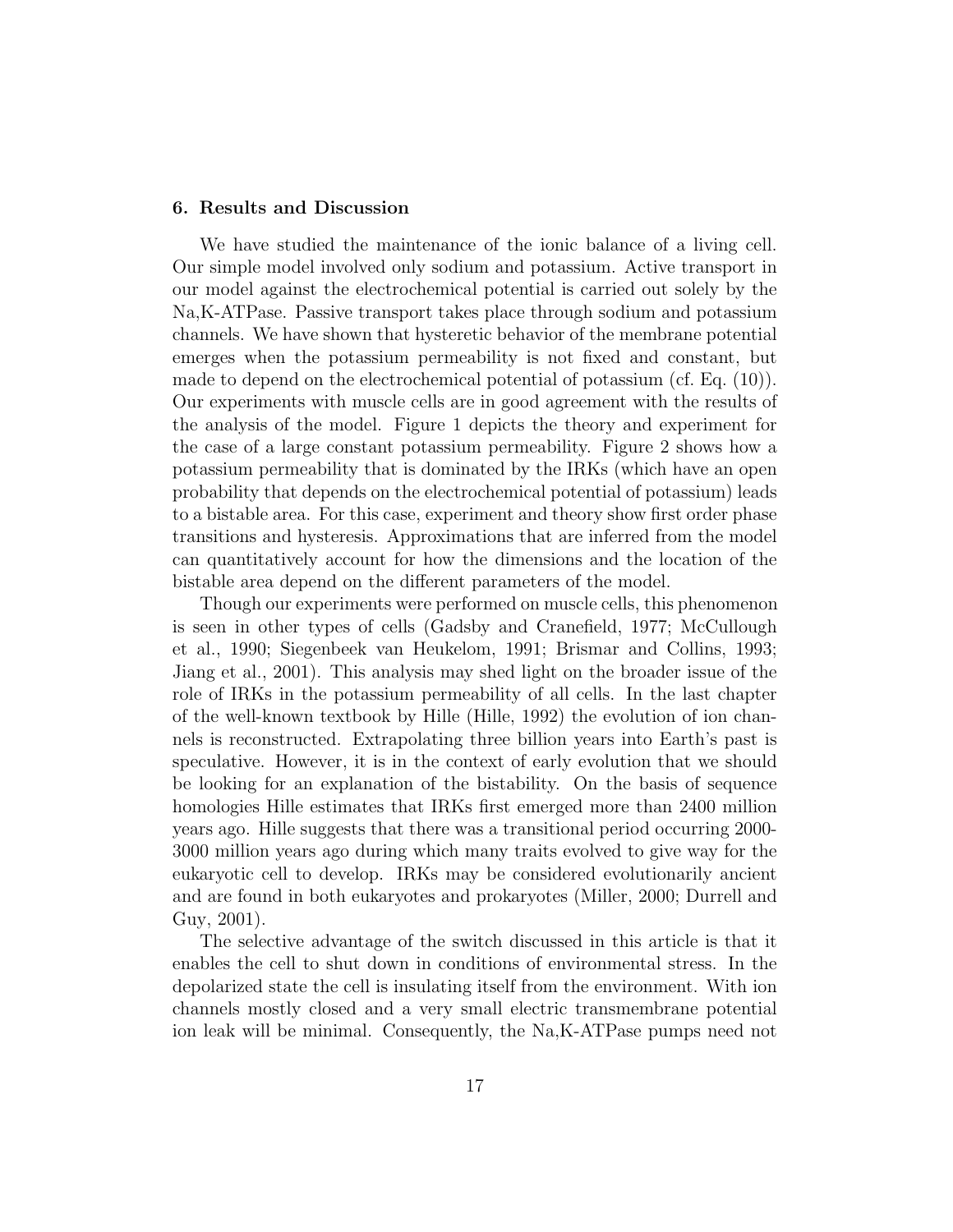## 6. Results and Discussion

We have studied the maintenance of the ionic balance of a living cell. Our simple model involved only sodium and potassium. Active transport in our model against the electrochemical potential is carried out solely by the Na,K-ATPase. Passive transport takes place through sodium and potassium channels. We have shown that hysteretic behavior of the membrane potential emerges when the potassium permeability is not fixed and constant, but made to depend on the electrochemical potential of potassium (cf. Eq. (10)). Our experiments with muscle cells are in good agreement with the results of the analysis of the model. Figure 1 depicts the theory and experiment for the case of a large constant potassium permeability. Figure 2 shows how a potassium permeability that is dominated by the IRKs (which have an open probability that depends on the electrochemical potential of potassium) leads to a bistable area. For this case, experiment and theory show first order phase transitions and hysteresis. Approximations that are inferred from the model can quantitatively account for how the dimensions and the location of the bistable area depend on the different parameters of the model.

Though our experiments were performed on muscle cells, this phenomenon is seen in other types of cells (Gadsby and Cranefield, 1977; McCullough et al., 1990; Siegenbeek van Heukelom, 1991; Brismar and Collins, 1993; Jiang et al., 2001). This analysis may shed light on the broader issue of the role of IRKs in the potassium permeability of all cells. In the last chapter of the well-known textbook by Hille (Hille, 1992) the evolution of ion channels is reconstructed. Extrapolating three billion years into Earth's past is speculative. However, it is in the context of early evolution that we should be looking for an explanation of the bistability. On the basis of sequence homologies Hille estimates that IRKs first emerged more than 2400 million years ago. Hille suggests that there was a transitional period occurring 2000-3000 million years ago during which many traits evolved to give way for the eukaryotic cell to develop. IRKs may be considered evolutionarily ancient and are found in both eukaryotes and prokaryotes (Miller, 2000; Durrell and Guy, 2001).

The selective advantage of the switch discussed in this article is that it enables the cell to shut down in conditions of environmental stress. In the depolarized state the cell is insulating itself from the environment. With ion channels mostly closed and a very small electric transmembrane potential ion leak will be minimal. Consequently, the Na,K-ATPase pumps need not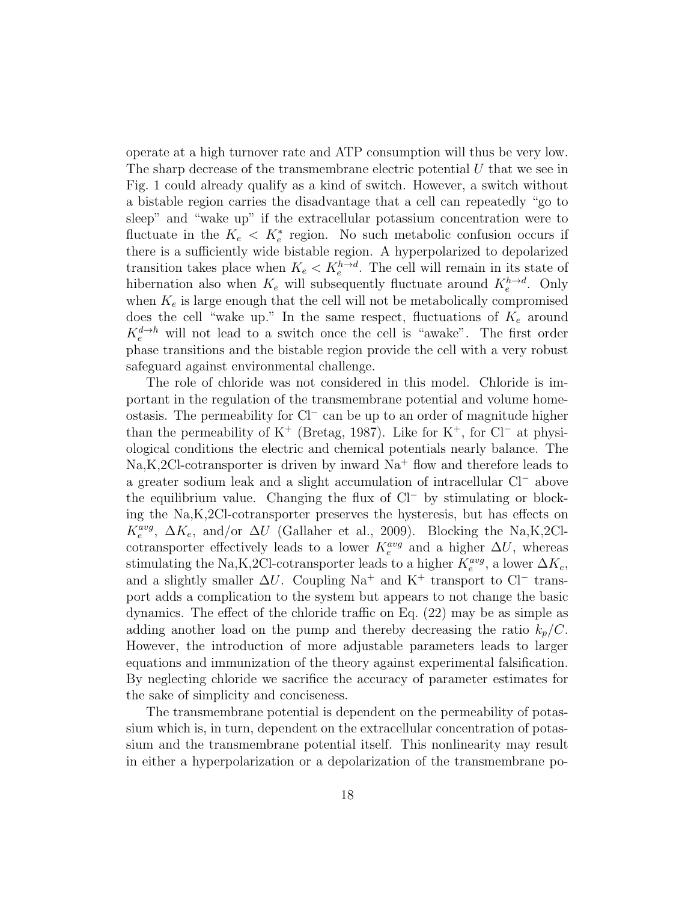operate at a high turnover rate and ATP consumption will thus be very low. The sharp decrease of the transmembrane electric potential $U$ that we see in Fig. 1 could already qualify as a kind of switch. However, a switch without a bistable region carries the disadvantage that a cell can repeatedly "go to sleep" and "wake up" if the extracellular potassium concentration were to fluctuate in the $K_e < K_e^*$ region. No such metabolic confusion occurs if there is a sufficiently wide bistable region. A hyperpolarized to depolarized transition takes place when $K_e < K_e^{h \to d}$. The cell will remain in its state of hibernation also when $K_e$ will subsequently fluctuate around $K_e^{h \to d}$. Only when $K_e$ is large enough that the cell will not be metabolically compromised does the cell "wake up." In the same respect, fluctuations of $K_e$ around $K_e^{d \to h}$ will not lead to a switch once the cell is "awake". The first order phase transitions and the bistable region provide the cell with a very robust safeguard against environmental challenge.

The role of chloride was not considered in this model. Chloride is important in the regulation of the transmembrane potential and volume homeostasis. The permeability for $Cl^-$ can be up to an order of magnitude higher than the permeability of $K^+$ (Bretag, 1987). Like for $K^+$, for $Cl^-$ at physiological conditions the electric and chemical potentials nearly balance. The Na,K,2Cl-cotransporter is driven by inward $Na^+$ flow and therefore leads to a greater sodium leak and a slight accumulation of intracellular $Cl^-$ above the equilibrium value. Changing the flux of $Cl^-$ by stimulating or blocking the Na,K,2Cl-cotransporter preserves the hysteresis, but has effects on $K_e^{avg}$, $\Delta K_e$, and/or $\Delta U$ (Gallaher et al., 2009). Blocking the Na,K,2Cl-cotransporter effectively leads to a lower $K_e^{avg}$ and a higher $\Delta U$, whereas stimulating the Na,K,2Cl-cotransporter leads to a higher $K_e^{avg}$, a lower $\Delta K_e$, and a slightly smaller $\Delta U$. Coupling $Na^+$ and $K^+$ transport to $Cl^-$ transport adds a complication to the system but appears to not change the basic dynamics. The effect of the chloride traffic on Eq. (22) may be as simple as adding another load on the pump and thereby decreasing the ratio $k_p/C$. However, the introduction of more adjustable parameters leads to larger equations and immunization of the theory against experimental falsification. By neglecting chloride we sacrifice the accuracy of parameter estimates for the sake of simplicity and conciseness.

The transmembrane potential is dependent on the permeability of potassium which is, in turn, dependent on the extracellular concentration of potassium and the transmembrane potential itself. This nonlinearity may result in either a hyperpolarization or a depolarization of the transmembrane po-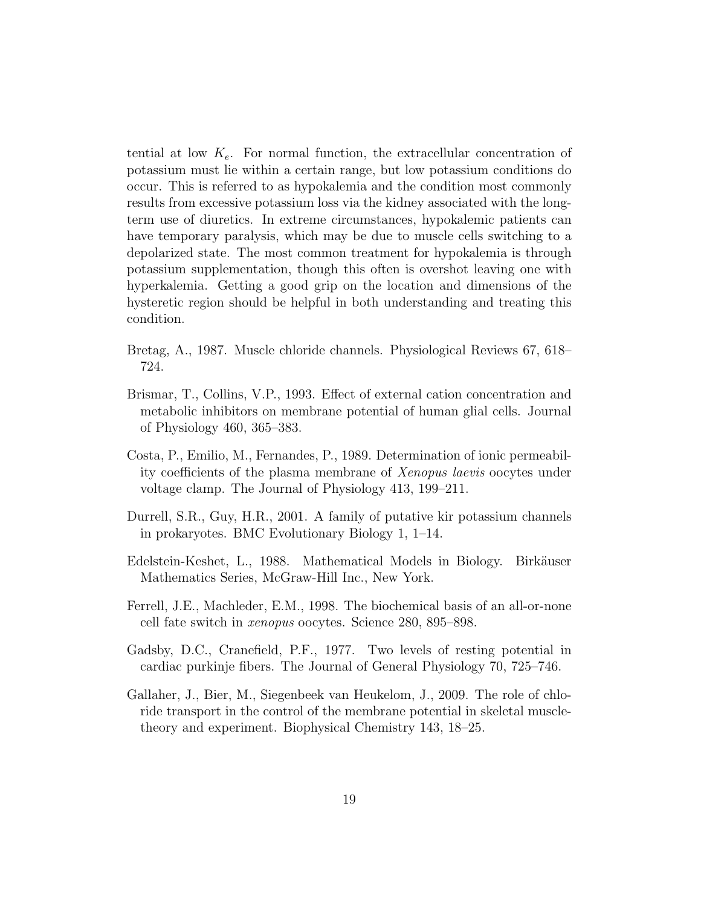tential at low $K_e$. For normal function, the extracellular concentration of potassium must lie within a certain range, but low potassium conditions do occur. This is referred to as hypokalemia and the condition most commonly results from excessive potassium loss via the kidney associated with the long-term use of diuretics. In extreme circumstances, hypokalemic patients can have temporary paralysis, which may be due to muscle cells switching to a depolarized state. The most common treatment for hypokalemia is through potassium supplementation, though this often is overshot leaving one with hyperkalemia. Getting a good grip on the location and dimensions of the hysteretic region should be helpful in both understanding and treating this condition.

Bretag, A., 1987. Muscle chloride channels. Physiological Reviews 67, 618–724.

Brismar, T., Collins, V.P., 1993. Effect of external cation concentration and metabolic inhibitors on membrane potential of human glial cells. Journal of Physiology 460, 365–383.

Costa, P., Emilio, M., Fernandes, P., 1989. Determination of ionic permeability coefficients of the plasma membrane of *Xenopus laevis* oocytes under voltage clamp. The Journal of Physiology 413, 199–211.

Durrell, S.R., Guy, H.R., 2001. A family of putative kir potassium channels in prokaryotes. BMC Evolutionary Biology 1, 1–14.

Edelstein-Keshet, L., 1988. Mathematical Models in Biology. Birkäuser Mathematics Series, McGraw-Hill Inc., New York.

Ferrell, J.E., Machleder, E.M., 1998. The biochemical basis of an all-or-none cell fate switch in *xenopus* oocytes. Science 280, 895–898.

Gadsby, D.C., Cranefield, P.F., 1977. Two levels of resting potential in cardiac purkinje fibers. The Journal of General Physiology 70, 725–746.

Gallaher, J., Bier, M., Siegenbeek van Heukelom, J., 2009. The role of chloride transport in the control of the membrane potential in skeletal muscle-theory and experiment. Biophysical Chemistry 143, 18–25.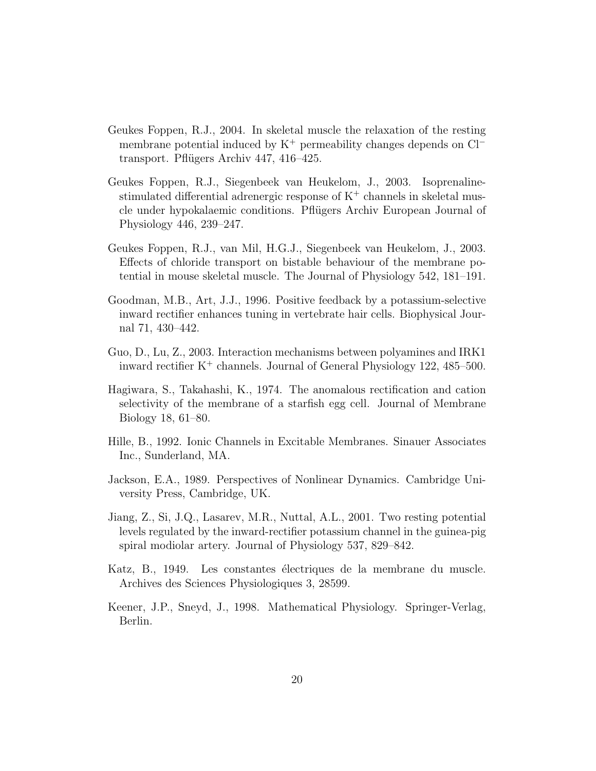Geukes Foppen, R.J., 2004. In skeletal muscle the relaxation of the resting membrane potential induced by $K^+$ permeability changes depends on $Cl^-$ transport. Pflügers Archiv 447, 416–425.

Geukes Foppen, R.J., Siegenbeek van Heukelom, J., 2003. Isoprenaline-stimulated differential adrenergic response of $K^+$ channels in skeletal muscle under hypokalaemic conditions. Pflügers Archiv European Journal of Physiology 446, 239–247.

Geukes Foppen, R.J., van Mil, H.G.J., Siegenbeek van Heukelom, J., 2003. Effects of chloride transport on bistable behaviour of the membrane potential in mouse skeletal muscle. The Journal of Physiology 542, 181–191.

Goodman, M.B., Art, J.J., 1996. Positive feedback by a potassium-selective inward rectifier enhances tuning in vertebrate hair cells. Biophysical Journal 71, 430–442.

Guo, D., Lu, Z., 2003. Interaction mechanisms between polyamines and IRK1 inward rectifier $K^+$ channels. Journal of General Physiology 122, 485–500.

Hagiwara, S., Takahashi, K., 1974. The anomalous rectification and cation selectivity of the membrane of a starfish egg cell. Journal of Membrane Biology 18, 61–80.

Hille, B., 1992. Ionic Channels in Excitable Membranes. Sinauer Associates Inc., Sunderland, MA.

Jackson, E.A., 1989. Perspectives of Nonlinear Dynamics. Cambridge University Press, Cambridge, UK.

Jiang, Z., Si, J.Q., Lasarev, M.R., Nuttal, A.L., 2001. Two resting potential levels regulated by the inward-rectifier potassium channel in the guinea-pig spiral modiolar artery. Journal of Physiology 537, 829–842.

Katz, B., 1949. Les constantes électriques de la membrane du muscle. Archives des Sciences Physiologiques 3, 28599.

Keener, J.P., Sneyd, J., 1998. Mathematical Physiology. Springer-Verlag, Berlin.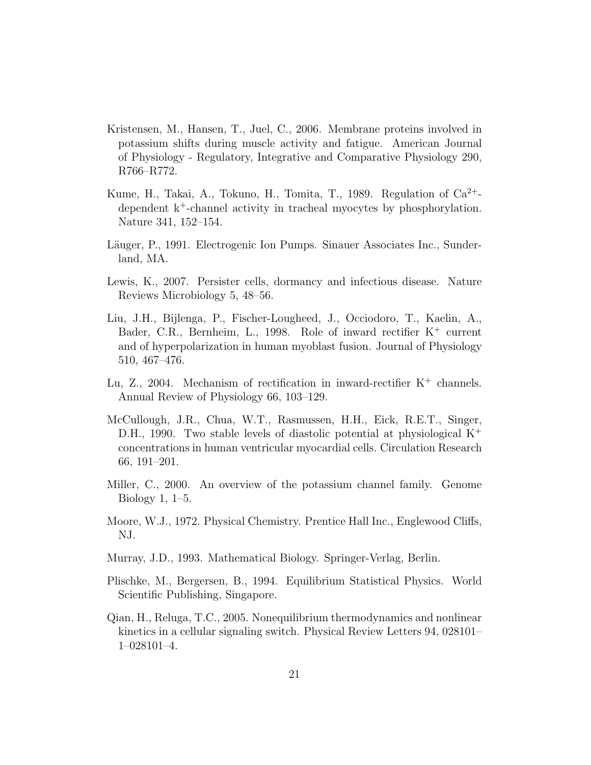Kristensen, M., Hansen, T., Juel, C., 2006. Membrane proteins involved in potassium shifts during muscle activity and fatigue. American Journal of Physiology - Regulatory, Integrative and Comparative Physiology 290, R766–R772.

Kume, H., Takai, A., Tokuno, H., Tomita, T., 1989. Regulation of $Ca^{2+}$-dependent $k^{+}$-channel activity in tracheal myocytes by phosphorylation. Nature 341, 152–154.

Läuger, P., 1991. Electrogenic Ion Pumps. Sinauer Associates Inc., Sunderland, MA.

Lewis, K., 2007. Persister cells, dormancy and infectious disease. Nature Reviews Microbiology 5, 48–56.

Liu, J.H., Bijlenga, P., Fischer-Lougheed, J., Occiodoro, T., Kaelin, A., Bader, C.R., Bernheim, L., 1998. Role of inward rectifier $K^{+}$ current and of hyperpolarization in human myoblast fusion. Journal of Physiology 510, 467–476.

Lu, Z., 2004. Mechanism of rectification in inward-rectifier $K^{+}$ channels. Annual Review of Physiology 66, 103–129.

McCullough, J.R., Chua, W.T., Rasmussen, H.H., Eick, R.E.T., Singer, D.H., 1990. Two stable levels of diastolic potential at physiological $K^{+}$ concentrations in human ventricular myocardial cells. Circulation Research 66, 191–201.

Miller, C., 2000. An overview of the potassium channel family. Genome Biology 1, 1–5.

Moore, W.J., 1972. Physical Chemistry. Prentice Hall Inc., Englewood Cliffs, NJ.

Murray, J.D., 1993. Mathematical Biology. Springer-Verlag, Berlin.

Plischke, M., Bergersen, B., 1994. Equilibrium Statistical Physics. World Scientific Publishing, Singapore.

Qian, H., Reluga, T.C., 2005. Nonequilibrium thermodynamics and nonlinear kinetics in a cellular signaling switch. Physical Review Letters 94, 028101–1–028101–4.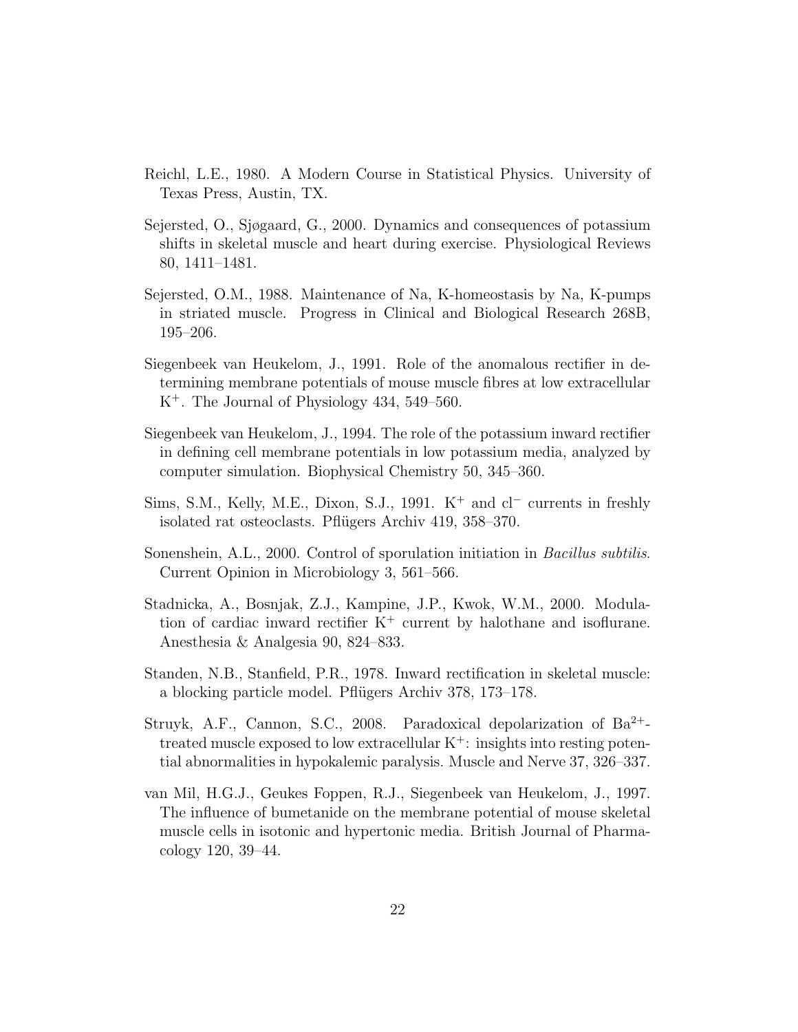Reichl, L.E., 1980. A Modern Course in Statistical Physics. University of Texas Press, Austin, TX.

Sejersted, O., Sjøgaard, G., 2000. Dynamics and consequences of potassium shifts in skeletal muscle and heart during exercise. Physiological Reviews 80, 1411–1481.

Sejersted, O.M., 1988. Maintenance of Na, K-homeostasis by Na, K-pumps in striated muscle. Progress in Clinical and Biological Research 268B, 195–206.

Siegenbeek van Heukelom, J., 1991. Role of the anomalous rectifier in determining membrane potentials of mouse muscle fibres at low extracellular $K^+$. The Journal of Physiology 434, 549–560.

Siegenbeek van Heukelom, J., 1994. The role of the potassium inward rectifier in defining cell membrane potentials in low potassium media, analyzed by computer simulation. Biophysical Chemistry 50, 345–360.

Sims, S.M., Kelly, M.E., Dixon, S.J., 1991. $K^+$ and $cl^-$ currents in freshly isolated rat osteoclasts. Pflügers Archiv 419, 358–370.

Sonenshein, A.L., 2000. Control of sporulation initiation in *Bacillus subtilis*. Current Opinion in Microbiology 3, 561–566.

Stadnicka, A., Bosnjak, Z.J., Kampine, J.P., Kwok, W.M., 2000. Modulation of cardiac inward rectifier $K^+$ current by halothane and isoflurane. Anesthesia & Analgesia 90, 824–833.

Standen, N.B., Stanfield, P.R., 1978. Inward rectification in skeletal muscle: a blocking particle model. Pflügers Archiv 378, 173–178.

Struyk, A.F., Cannon, S.C., 2008. Paradoxical depolarization of $Ba^{2+}$-treated muscle exposed to low extracellular $K^+$: insights into resting potential abnormalities in hypokalemic paralysis. Muscle and Nerve 37, 326–337.

van Mil, H.G.J., Geukes Foppen, R.J., Siegenbeek van Heukelom, J., 1997. The influence of bumetanide on the membrane potential of mouse skeletal muscle cells in isotonic and hypertonic media. British Journal of Pharmacology 120, 39–44.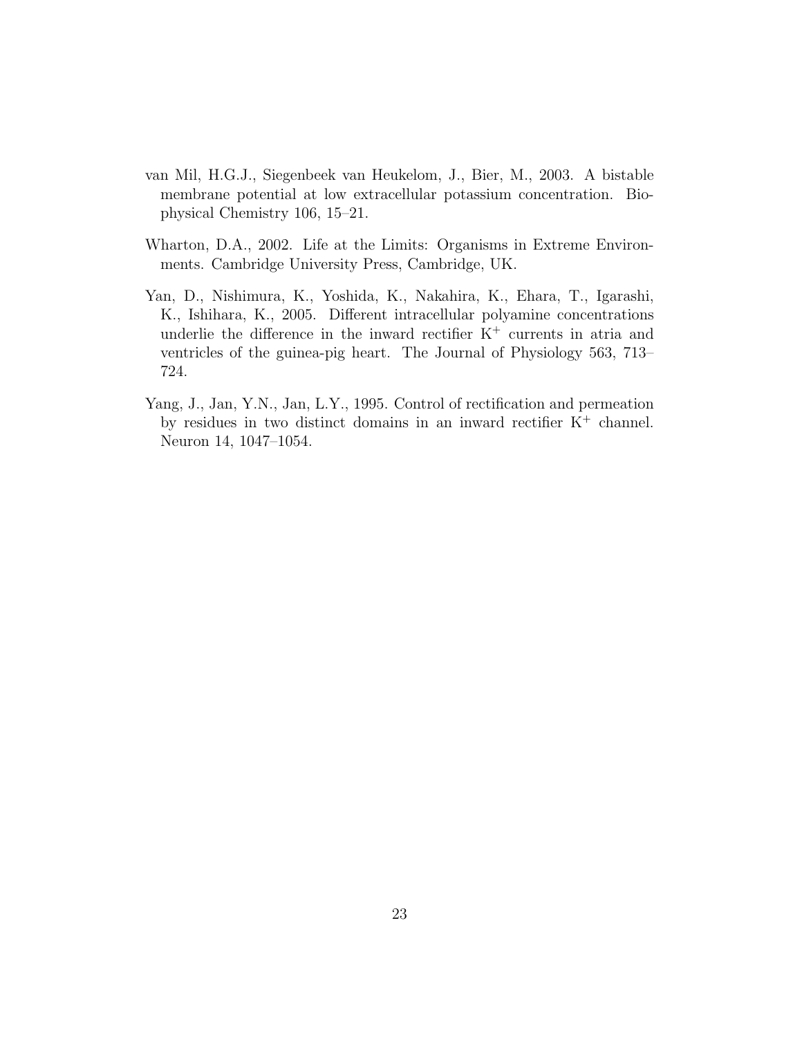van Mil, H.G.J., Siegenbeek van Heukelom, J., Bier, M., 2003. A bistable membrane potential at low extracellular potassium concentration. Biophysical Chemistry 106, 15–21.

Wharton, D.A., 2002. Life at the Limits: Organisms in Extreme Environments. Cambridge University Press, Cambridge, UK.

Yan, D., Nishimura, K., Yoshida, K., Nakahira, K., Ehara, T., Igarashi, K., Ishihara, K., 2005. Different intracellular polyamine concentrations underlie the difference in the inward rectifier $K^+$ currents in atria and ventricles of the guinea-pig heart. The Journal of Physiology 563, 713–724.

Yang, J., Jan, Y.N., Jan, L.Y., 1995. Control of rectification and permeation by residues in two distinct domains in an inward rectifier $K^+$ channel. Neuron 14, 1047–1054.